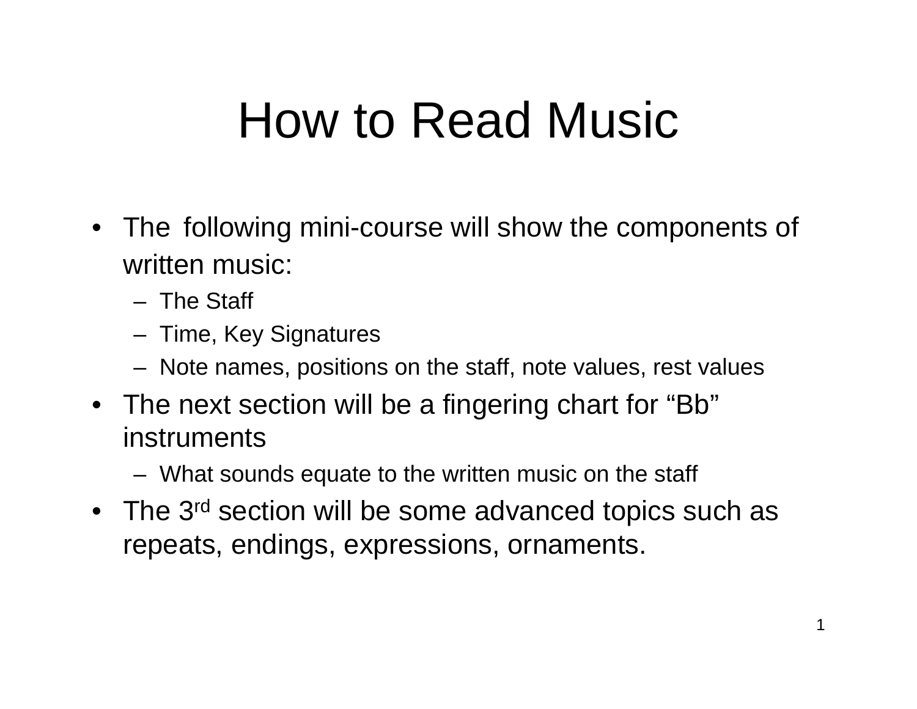# How to Read Music

- The following mini-course will show the components of written music:
  - The Staff
  - Time, Key Signatures
  - Note names, positions on the staff, note values, rest values
- The next section will be a fingering chart for "Bb" instruments
  - What sounds equate to the written music on the staff
- The 3rd section will be some advanced topics such as repeats, endings, expressions, ornaments.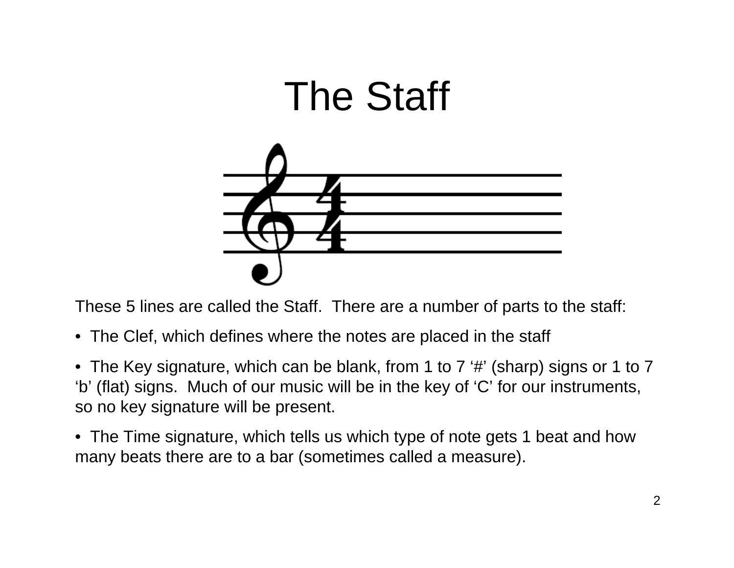# The Staff

These 5 lines are called the Staff. There are a number of parts to the staff:

- The Clef, which defines where the notes are placed in the staff
- The Key signature, which can be blank, from 1 to 7 '#' (sharp) signs or 1 to 7 'b' (flat) signs. Much of our music will be in the key of 'C' for our instruments, so no key signature will be present.
- The Time signature, which tells us which type of note gets 1 beat and how many beats there are to a bar (sometimes called a measure).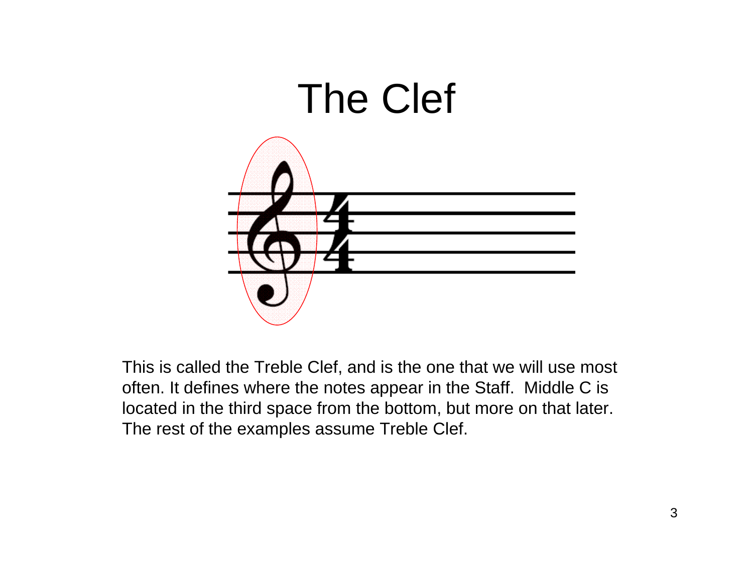# The Clef

This is called the Treble Clef, and is the one that we will use most often. It defines where the notes appear in the Staff.  Middle C is located in the third space from the bottom, but more on that later. The rest of the examples assume Treble Clef.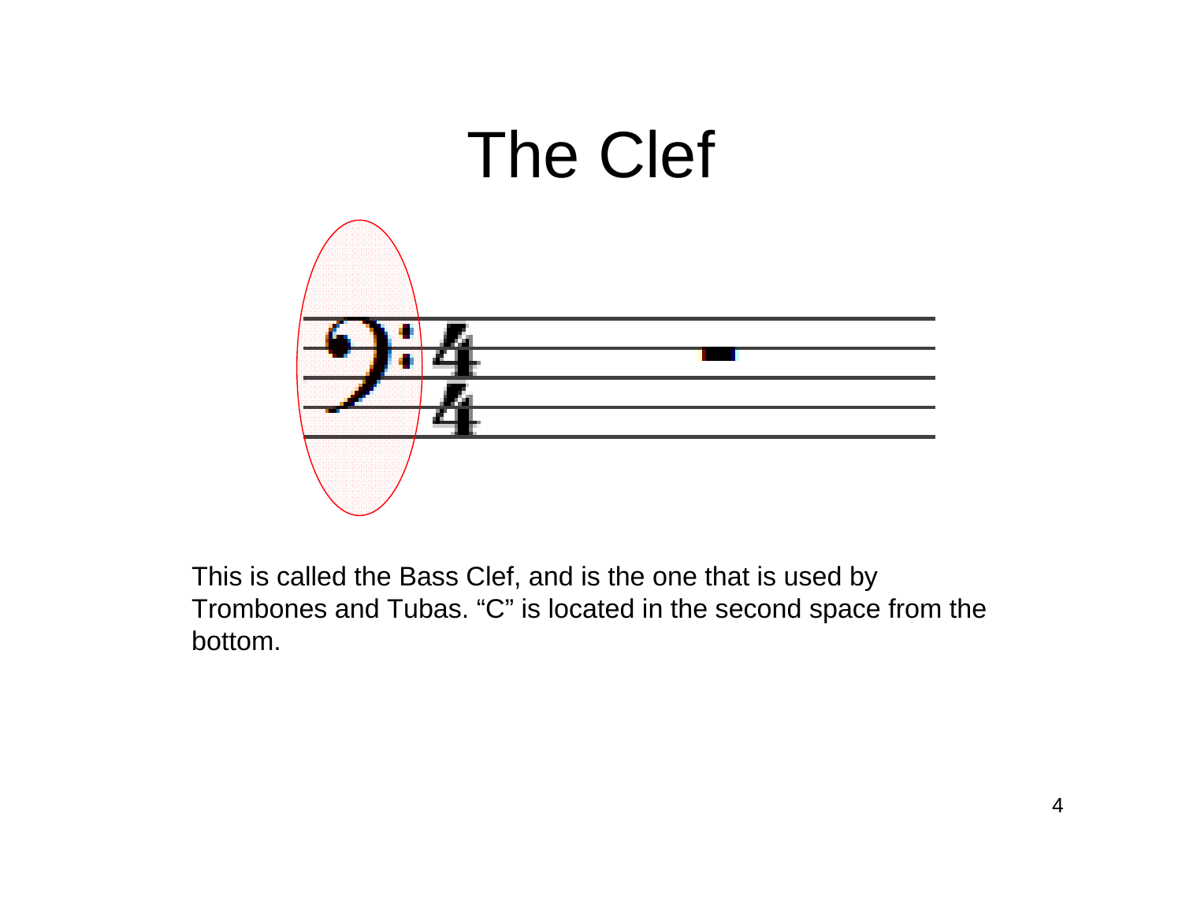# The Clef

This is called the Bass Clef, and is the one that is used by Trombones and Tubas. “C” is located in the second space from the bottom.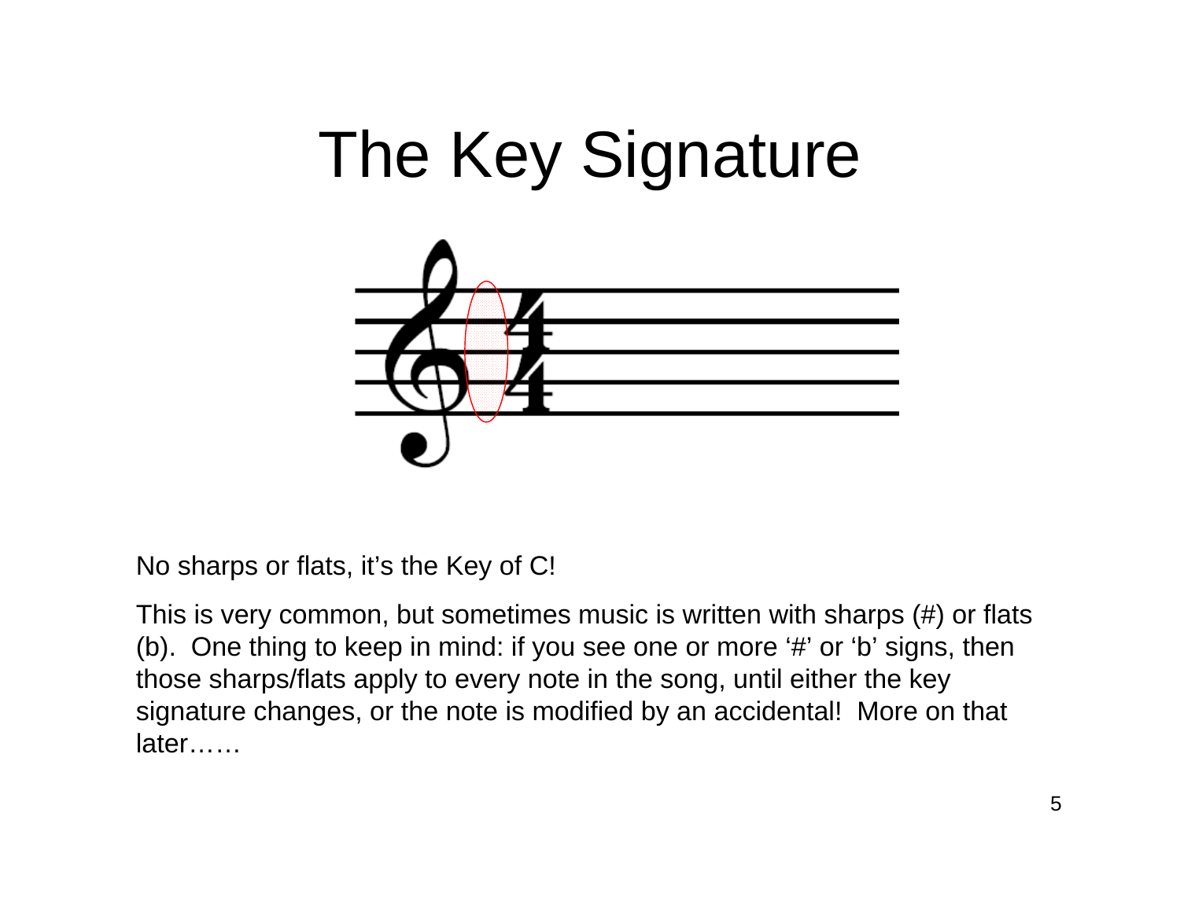# The Key Signature

No sharps or flats, it's the Key of C!

This is very common, but sometimes music is written with sharps (#) or flats (b). One thing to keep in mind: if you see one or more '#' or 'b' signs, then those sharps/flats apply to every note in the song, until either the key signature changes, or the note is modified by an accidental! More on that later……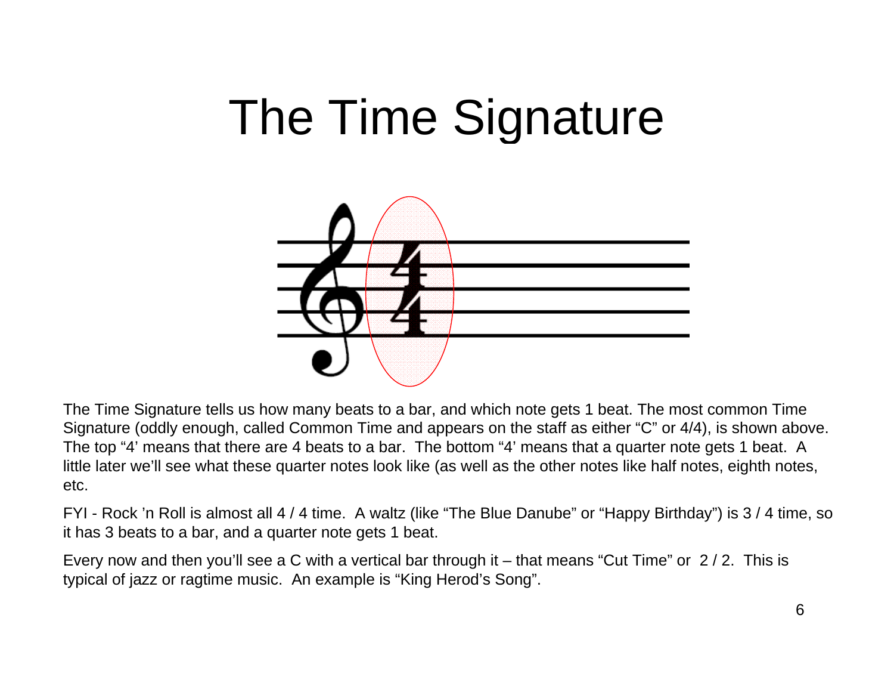# The Time Signature

The Time Signature tells us how many beats to a bar, and which note gets 1 beat. The most common Time Signature (oddly enough, called Common Time and appears on the staff as either "C" or 4/4), is shown above. The top "4' means that there are 4 beats to a bar. The bottom "4' means that a quarter note gets 1 beat. A little later we'll see what these quarter notes look like (as well as the other notes like half notes, eighth notes, etc.

FYI - Rock 'n Roll is almost all 4 / 4 time. A waltz (like "The Blue Danube" or "Happy Birthday") is 3 / 4 time, so it has 3 beats to a bar, and a quarter note gets 1 beat.

Every now and then you'll see a C with a vertical bar through it – that means "Cut Time" or 2 / 2. This is typical of jazz or ragtime music. An example is "King Herod's Song".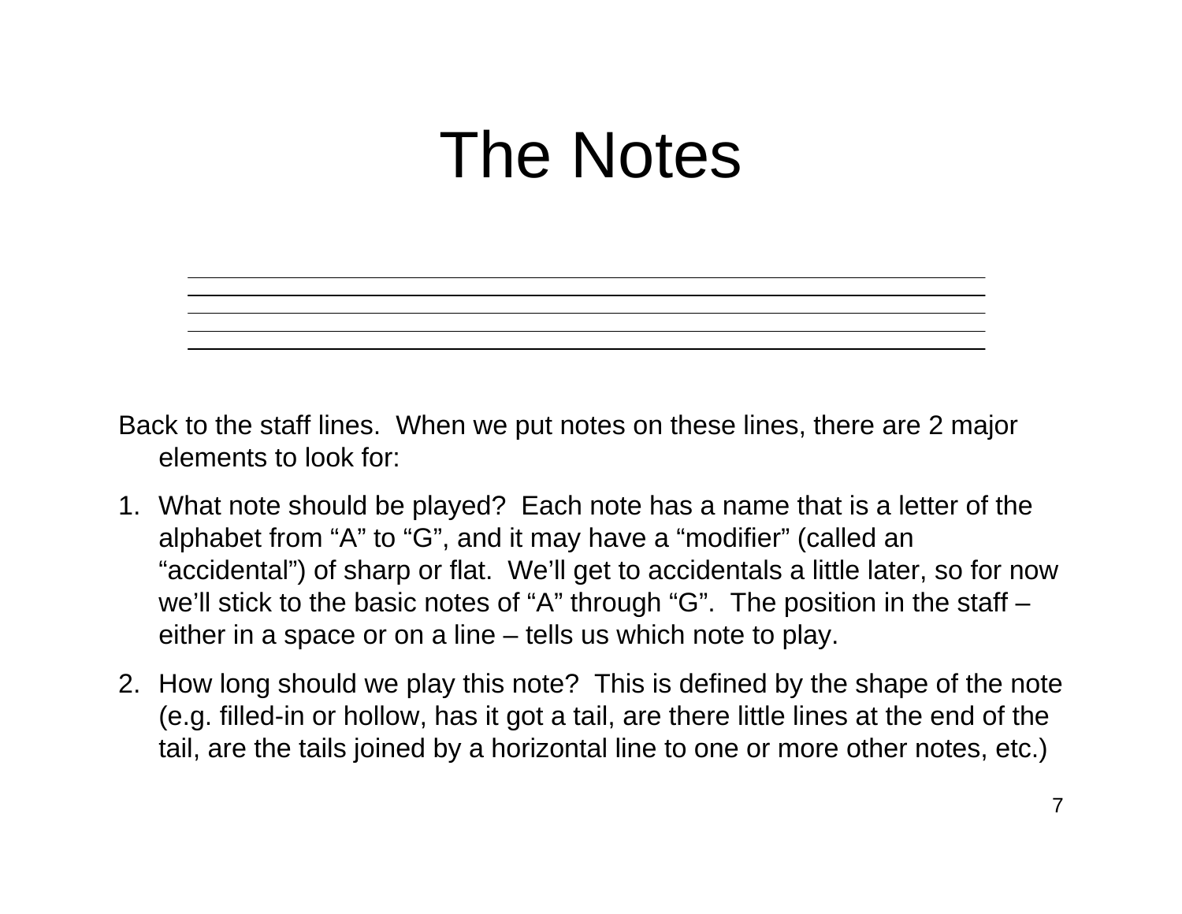# The Notes

Back to the staff lines. When we put notes on these lines, there are 2 major elements to look for:

1. What note should be played? Each note has a name that is a letter of the alphabet from "A" to "G", and it may have a "modifier" (called an "accidental") of sharp or flat. We'll get to accidentals a little later, so for now we'll stick to the basic notes of "A" through "G". The position in the staff – either in a space or on a line – tells us which note to play.
2. How long should we play this note? This is defined by the shape of the note (e.g. filled-in or hollow, has it got a tail, are there little lines at the end of the tail, are the tails joined by a horizontal line to one or more other notes, etc.)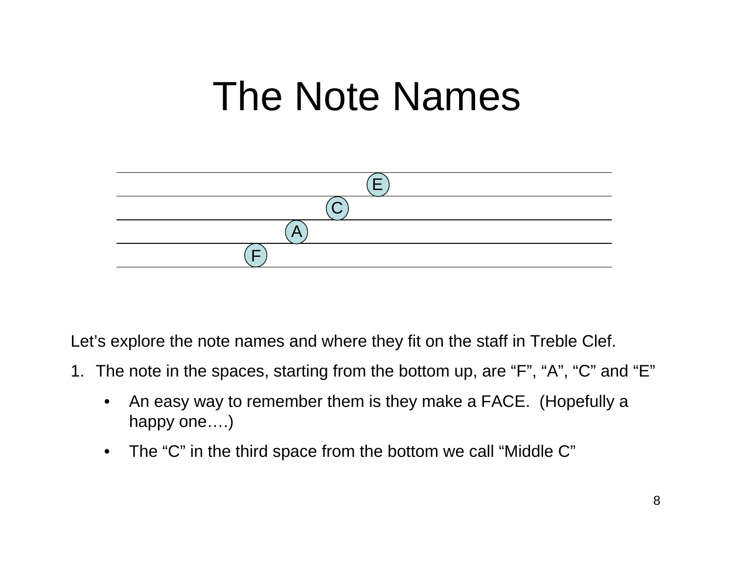# The Note Names

Let's explore the note names and where they fit on the staff in Treble Clef.

1. The note in the spaces, starting from the bottom up, are "F", "A", "C" and "E"
   - An easy way to remember them is they make a FACE. (Hopefully a happy one….)
   - The "C" in the third space from the bottom we call "Middle C"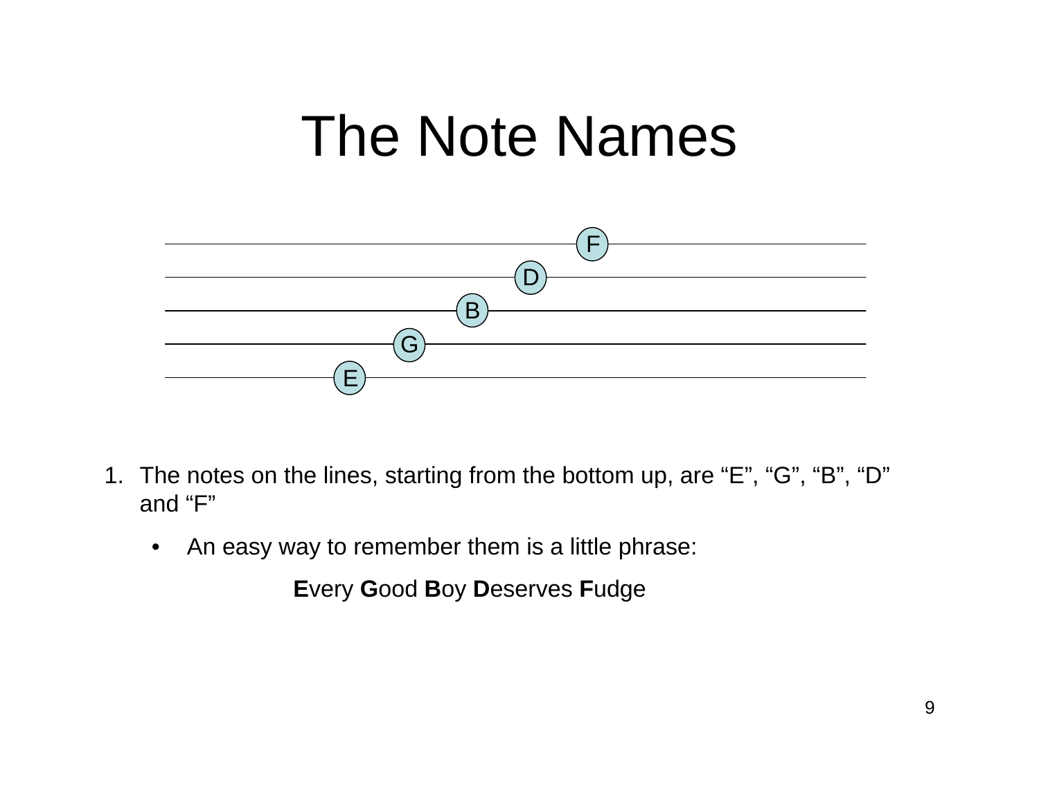# The Note Names

1. The notes on the lines, starting from the bottom up, are “E”, “G”, “B”, “D” and “F”

   - An easy way to remember them is a little phrase:

     **E**very **G**ood **B**oy **D**eserves **F**udge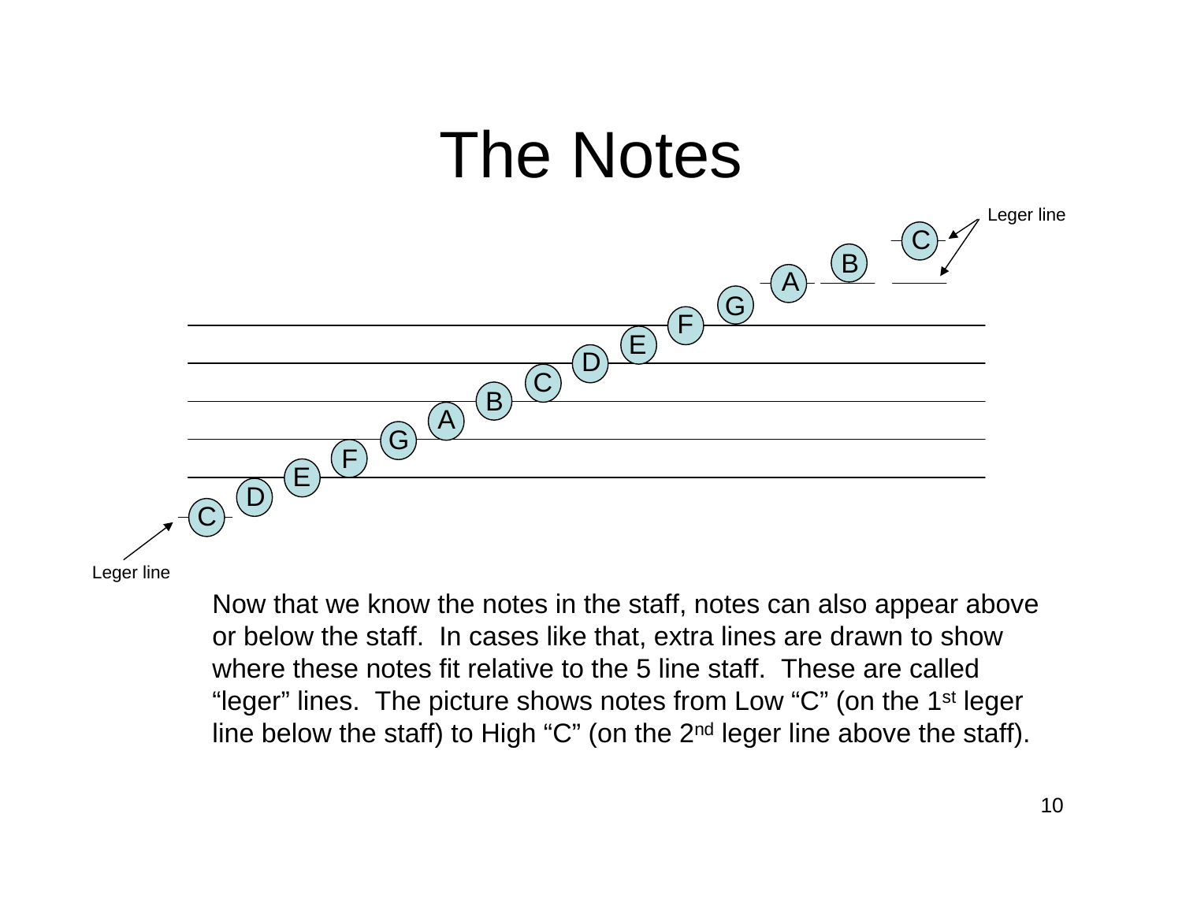# The Notes

Now that we know the notes in the staff, notes can also appear above or below the staff. In cases like that, extra lines are drawn to show where these notes fit relative to the 5 line staff. These are called "leger" lines. The picture shows notes from Low "C" (on the 1st leger line below the staff) to High "C" (on the 2nd leger line above the staff).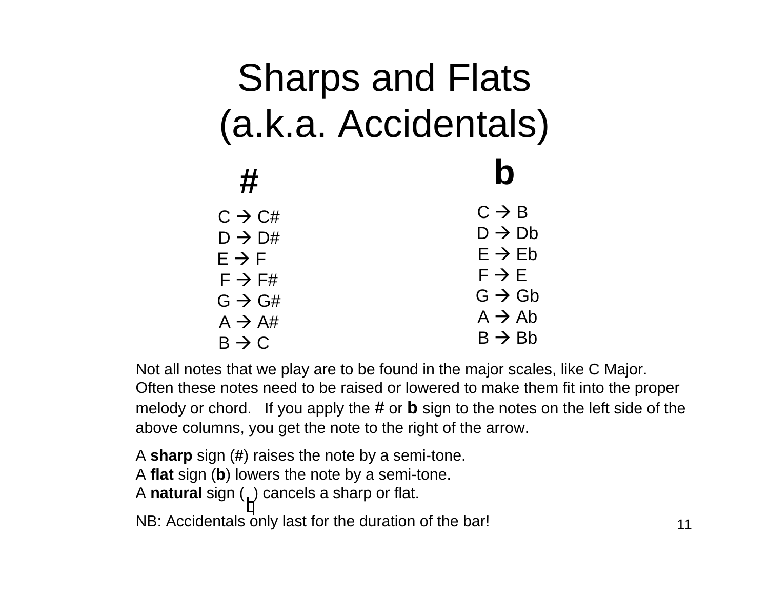# Sharps and Flats (a.k.a. Accidentals)

| # | b |
| --- | --- |
| C → C# | C → B |
| D → D# | D → Db |
| E → F | E → Eb |
| F → F# | F → E |
| G → G# | G → Gb |
| A → A# | A → Ab |
| B → C | B → Bb |

Not all notes that we play are to be found in the major scales, like C Major. Often these notes need to be raised or lowered to make them fit into the proper melody or chord. If you apply the **#** or **b** sign to the notes on the left side of the above columns, you get the note to the right of the arrow.

A **sharp** sign (**#**) raises the note by a semi-tone.
A **flat** sign (**b**) lowers the note by a semi-tone.
A **natural** sign (♮) cancels a sharp or flat.

NB: Accidentals only last for the duration of the bar!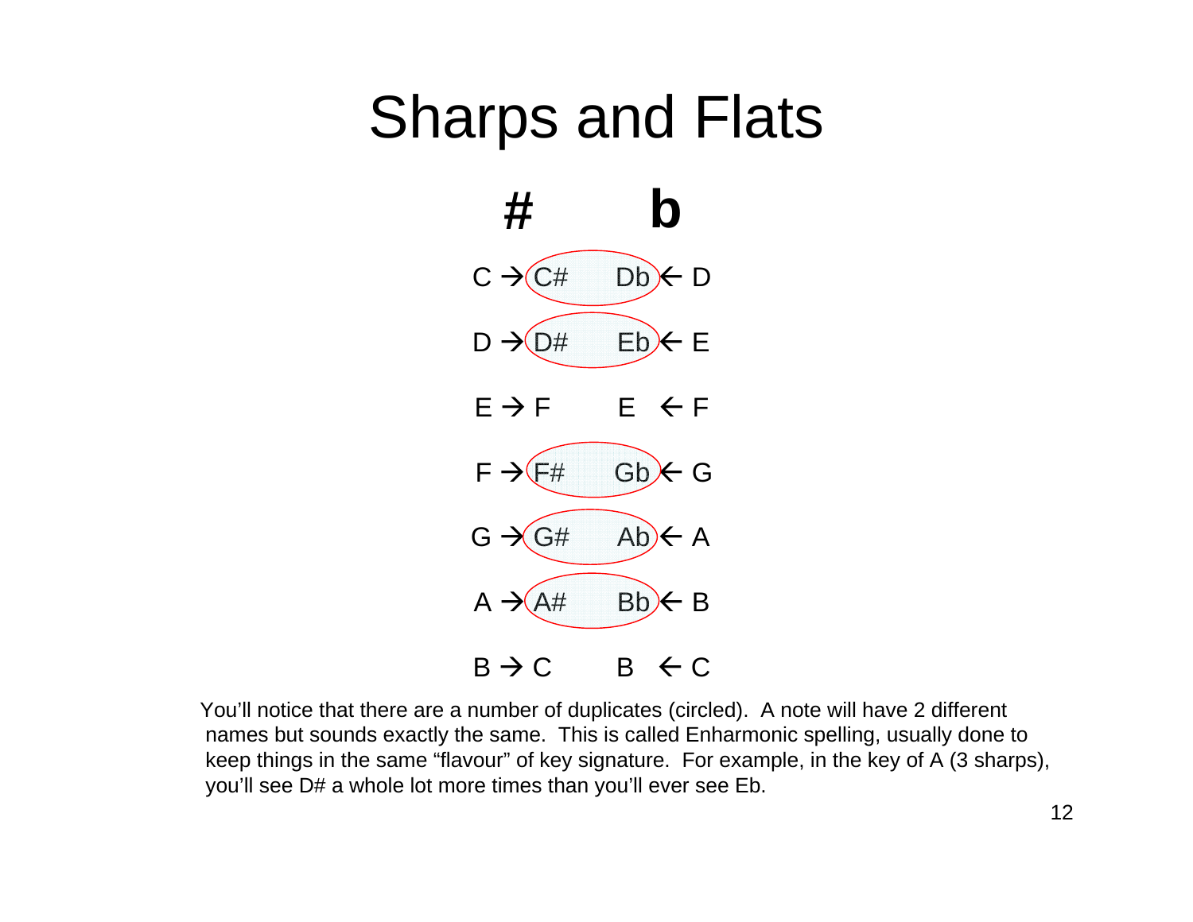# Sharps and Flats

| # | b |
|---|---|
| C → C# | Db ← D |
| D → D# | Eb ← E |
| E → F | E ← F |
| F → F# | Gb ← G |
| G → G# | Ab ← A |
| A → A# | Bb ← B |
| B → C | B ← C |

You'll notice that there are a number of duplicates (circled). A note will have 2 different names but sounds exactly the same. This is called Enharmonic spelling, usually done to keep things in the same "flavour" of key signature. For example, in the key of A (3 sharps), you'll see D# a whole lot more times than you'll ever see Eb.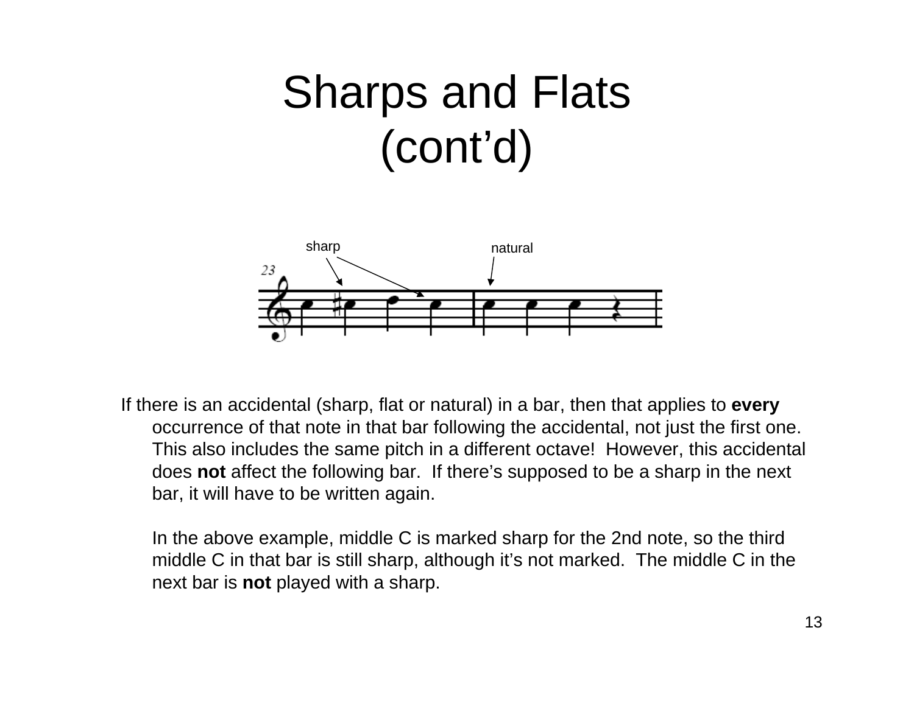# Sharps and Flats (cont'd)

If there is an accidental (sharp, flat or natural) in a bar, then that applies to **every** occurrence of that note in that bar following the accidental, not just the first one. This also includes the same pitch in a different octave! However, this accidental does **not** affect the following bar. If there's supposed to be a sharp in the next bar, it will have to be written again.

In the above example, middle C is marked sharp for the 2nd note, so the third middle C in that bar is still sharp, although it's not marked. The middle C in the next bar is **not** played with a sharp.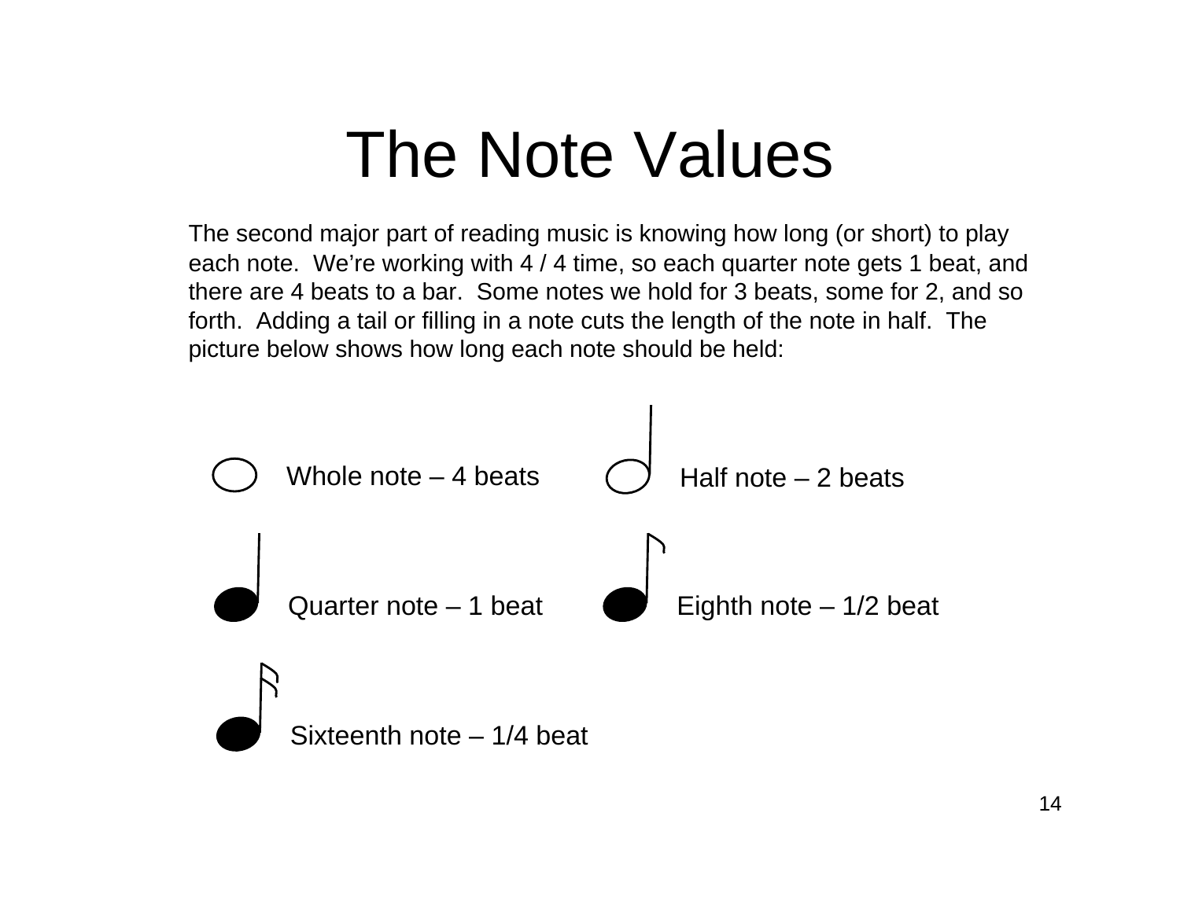# The Note Values

The second major part of reading music is knowing how long (or short) to play each note. We're working with 4 / 4 time, so each quarter note gets 1 beat, and there are 4 beats to a bar. Some notes we hold for 3 beats, some for 2, and so forth. Adding a tail or filling in a note cuts the length of the note in half. The picture below shows how long each note should be held:

Whole note – 4 beats

Half note – 2 beats

Quarter note – 1 beat

Eighth note – 1/2 beat

Sixteenth note – 1/4 beat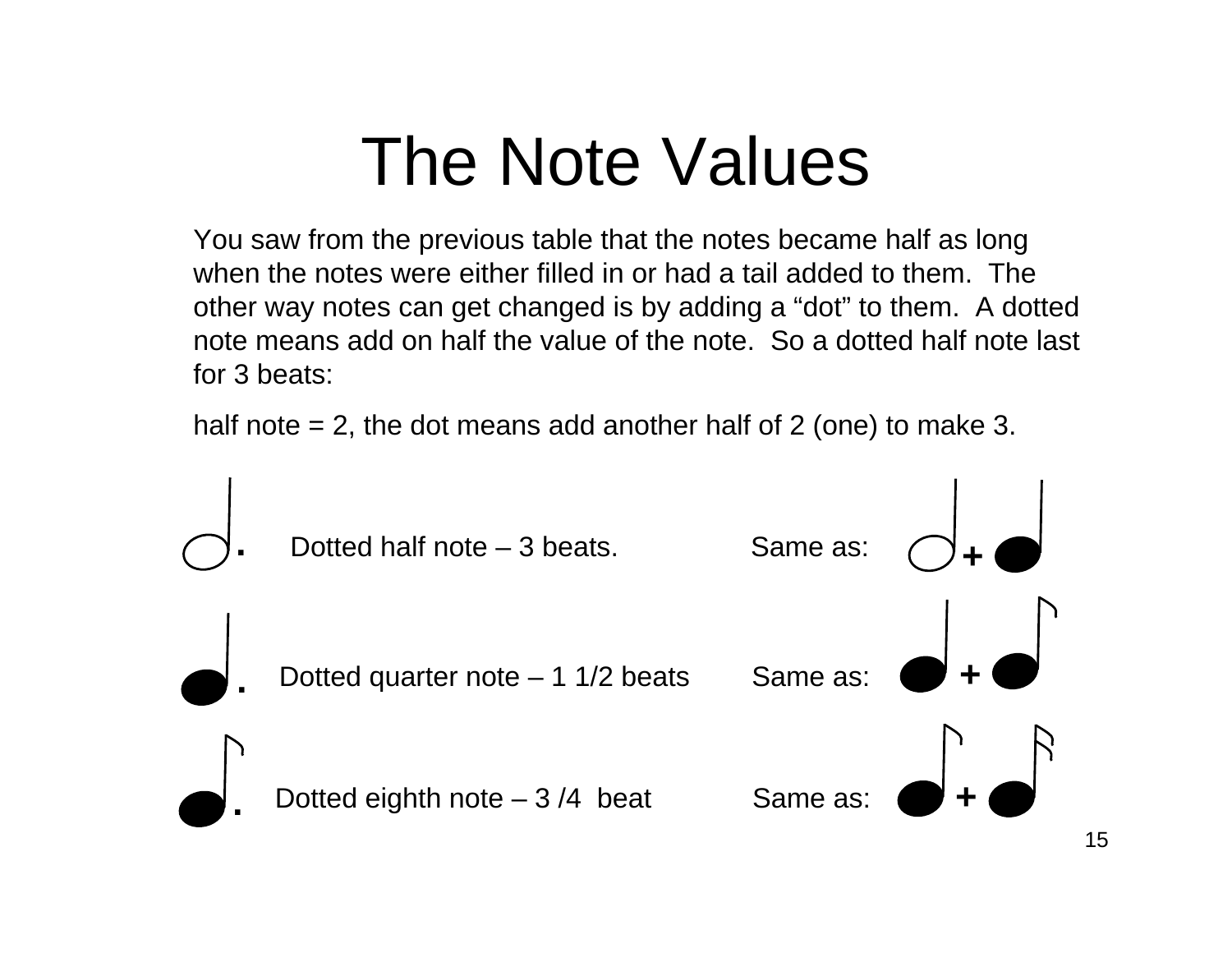# The Note Values

You saw from the previous table that the notes became half as long when the notes were either filled in or had a tail added to them. The other way notes can get changed is by adding a “dot” to them. A dotted note means add on half the value of the note. So a dotted half note last for 3 beats:

half note = 2, the dot means add another half of 2 (one) to make 3.

Dotted half note – 3 beats. Same as: +

Dotted quarter note – 1 1/2 beats Same as: +

Dotted eighth note – 3 /4 beat Same as: +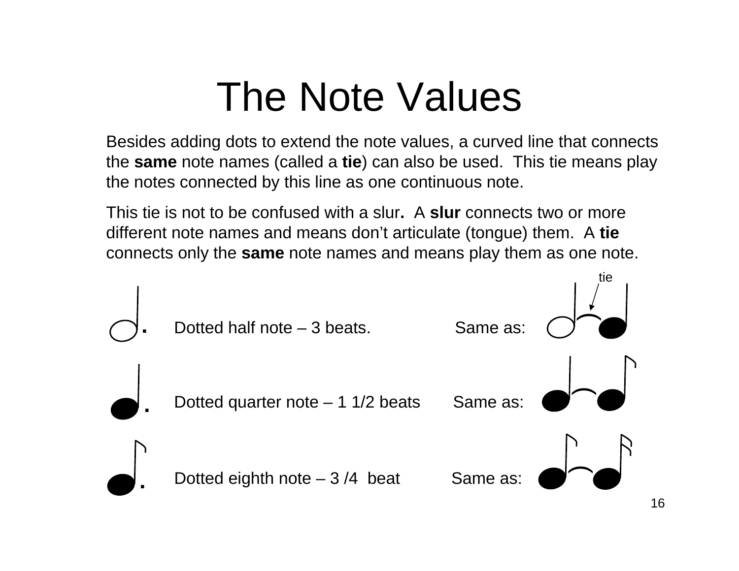# The Note Values

Besides adding dots to extend the note values, a curved line that connects the **same** note names (called a **tie**) can also be used. This tie means play the notes connected by this line as one continuous note.

This tie is not to be confused with a slur**.** A **slur** connects two or more different note names and means don't articulate (tongue) them. A **tie** connects only the **same** note names and means play them as one note.

tie

Dotted half note – 3 beats. Same as:

Dotted quarter note – 1 1/2 beats Same as:

Dotted eighth note – 3 /4 beat Same as: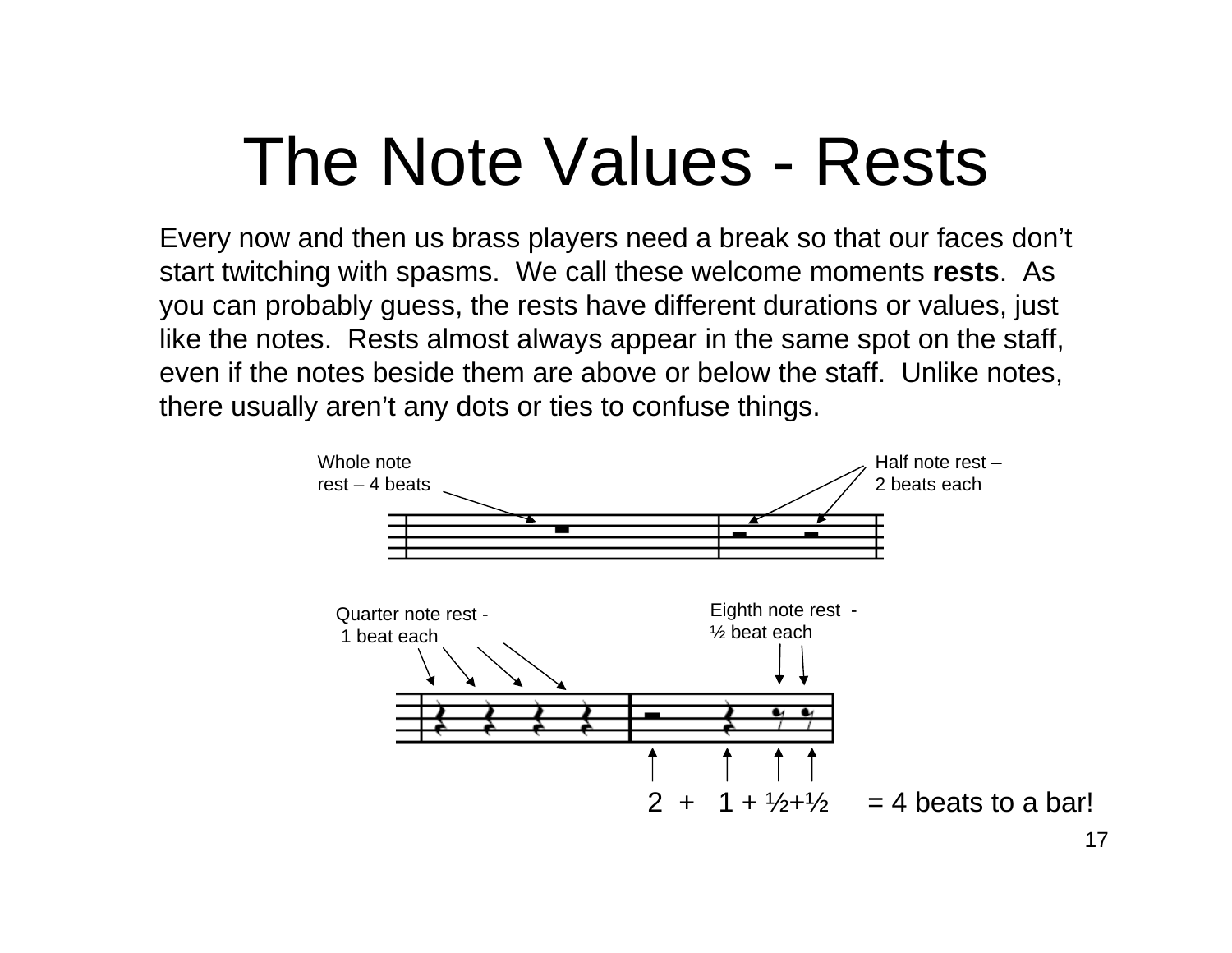# The Note Values - Rests

Every now and then us brass players need a break so that our faces don't start twitching with spasms. We call these welcome moments **rests**. As you can probably guess, the rests have different durations or values, just like the notes. Rests almost always appear in the same spot on the staff, even if the notes beside them are above or below the staff. Unlike notes, there usually aren't any dots or ties to confuse things.

Whole note rest – 4 beats

Half note rest – 2 beats each

Quarter note rest - 1 beat each

Eighth note rest - ½ beat each

2 + 1 + ½+½ = 4 beats to a bar!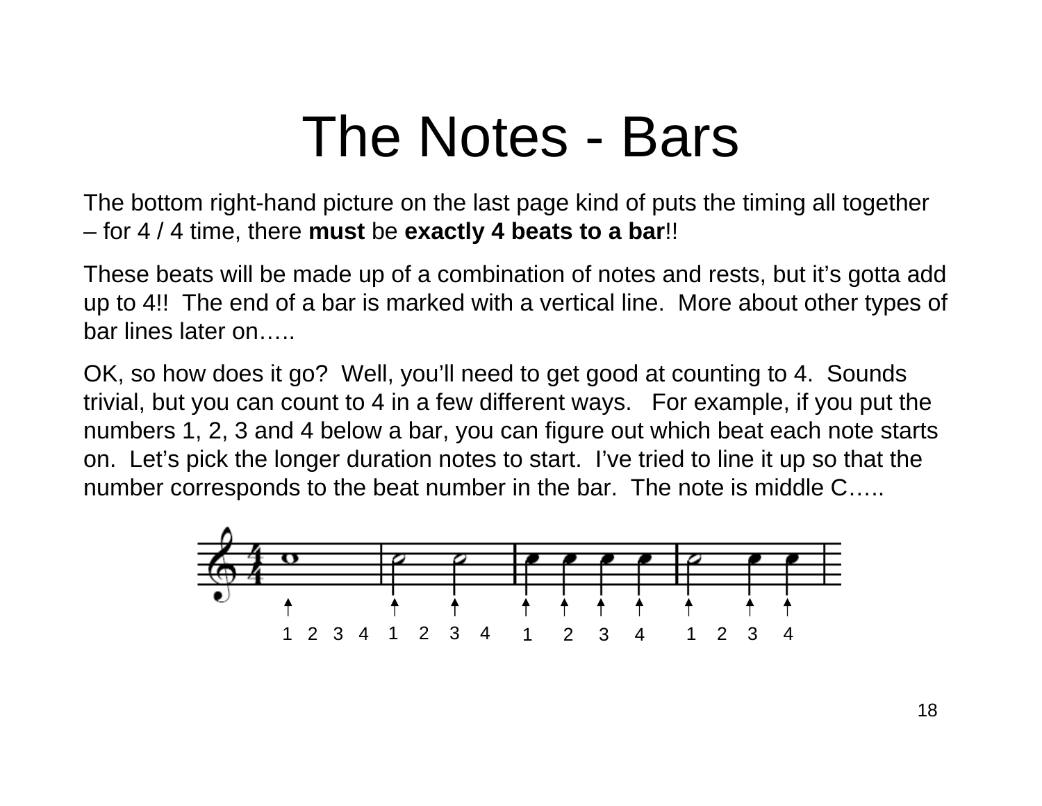# The Notes - Bars

The bottom right-hand picture on the last page kind of puts the timing all together – for 4 / 4 time, there **must** be **exactly 4 beats to a bar**!!

These beats will be made up of a combination of notes and rests, but it's gotta add up to 4!! The end of a bar is marked with a vertical line. More about other types of bar lines later on…..

OK, so how does it go? Well, you'll need to get good at counting to 4. Sounds trivial, but you can count to 4 in a few different ways. For example, if you put the numbers 1, 2, 3 and 4 below a bar, you can figure out which beat each note starts on. Let's pick the longer duration notes to start. I've tried to line it up so that the number corresponds to the beat number in the bar. The note is middle C…..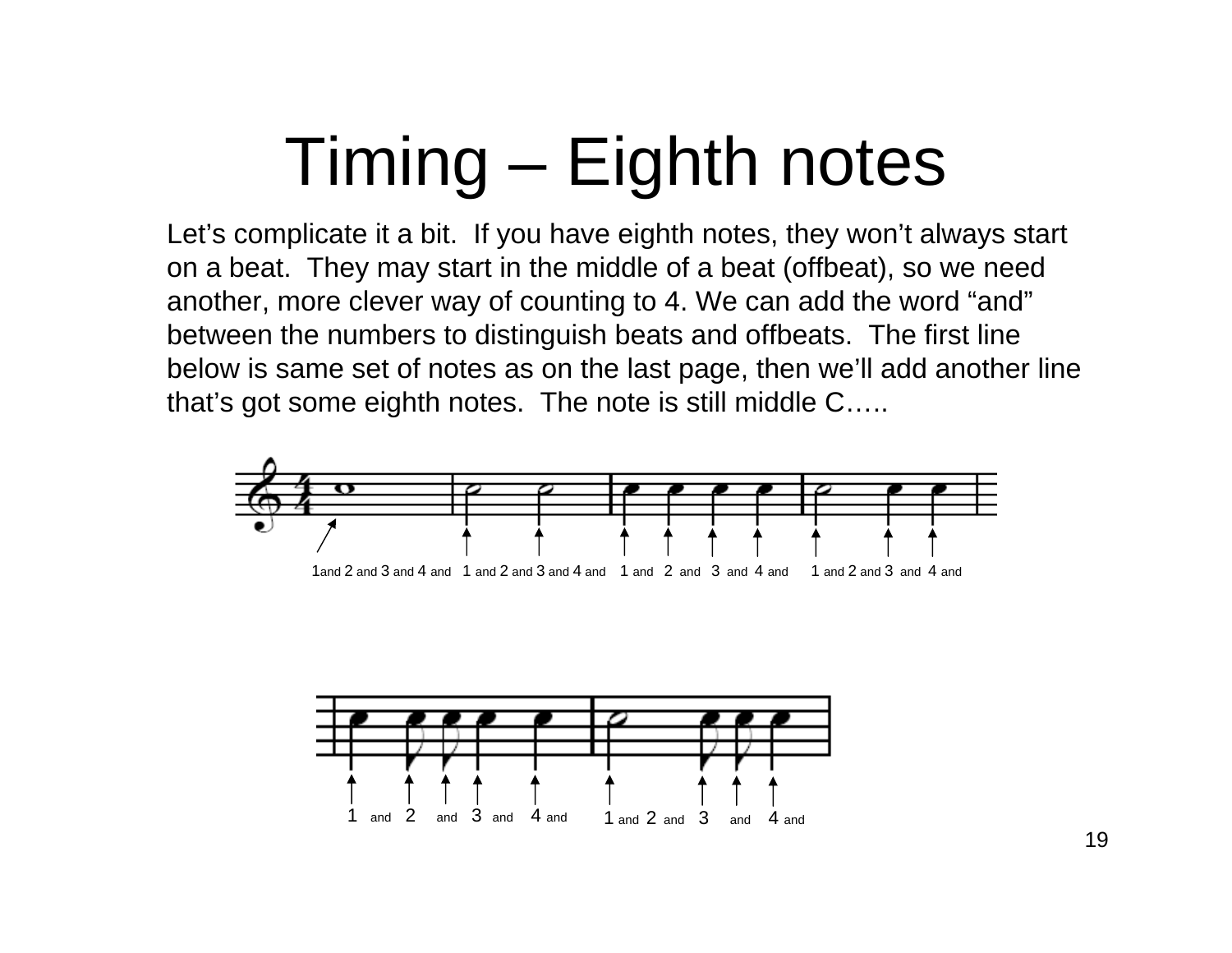# Timing – Eighth notes

Let's complicate it a bit. If you have eighth notes, they won't always start on a beat. They may start in the middle of a beat (offbeat), so we need another, more clever way of counting to 4. We can add the word "and" between the numbers to distinguish beats and offbeats. The first line below is same set of notes as on the last page, then we'll add another line that's got some eighth notes. The note is still middle C…..

1and 2 and 3 and 4 and 1 and 2 and 3 and 4 and 1 and 2 and 3 and 4 and 1 and 2 and 3 and 4 and

1 and 2 and 3 and 4 and 1 and 2 and 3 and 4 and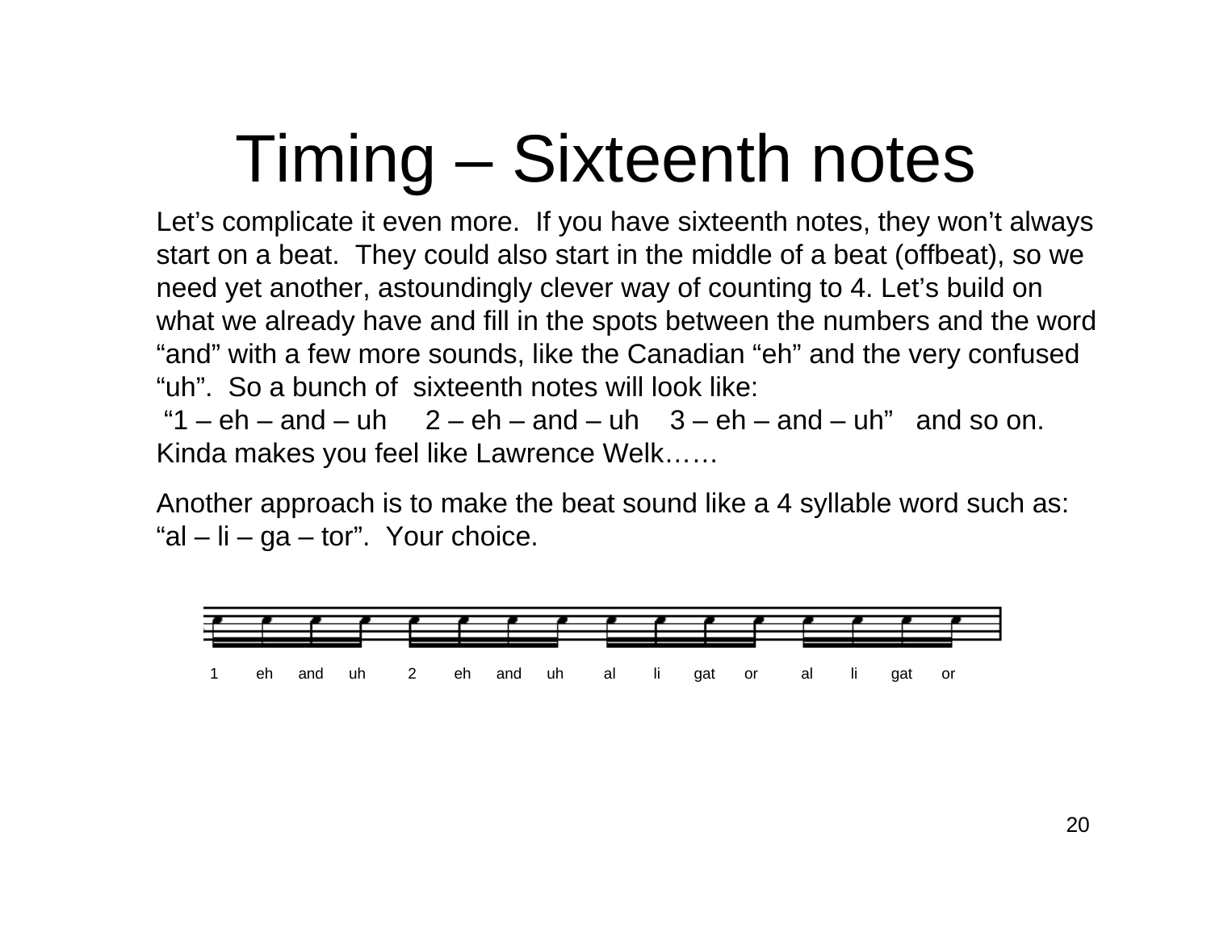# Timing – Sixteenth notes

Let's complicate it even more. If you have sixteenth notes, they won't always start on a beat. They could also start in the middle of a beat (offbeat), so we need yet another, astoundingly clever way of counting to 4. Let's build on what we already have and fill in the spots between the numbers and the word "and" with a few more sounds, like the Canadian "eh" and the very confused "uh". So a bunch of sixteenth notes will look like:
"1 – eh – and – uh 2 – eh – and – uh 3 – eh – and – uh" and so on. Kinda makes you feel like Lawrence Welk……

Another approach is to make the beat sound like a 4 syllable word such as: "al – li – ga – tor". Your choice.

1 eh and uh 2 eh and uh al li gat or al li gat or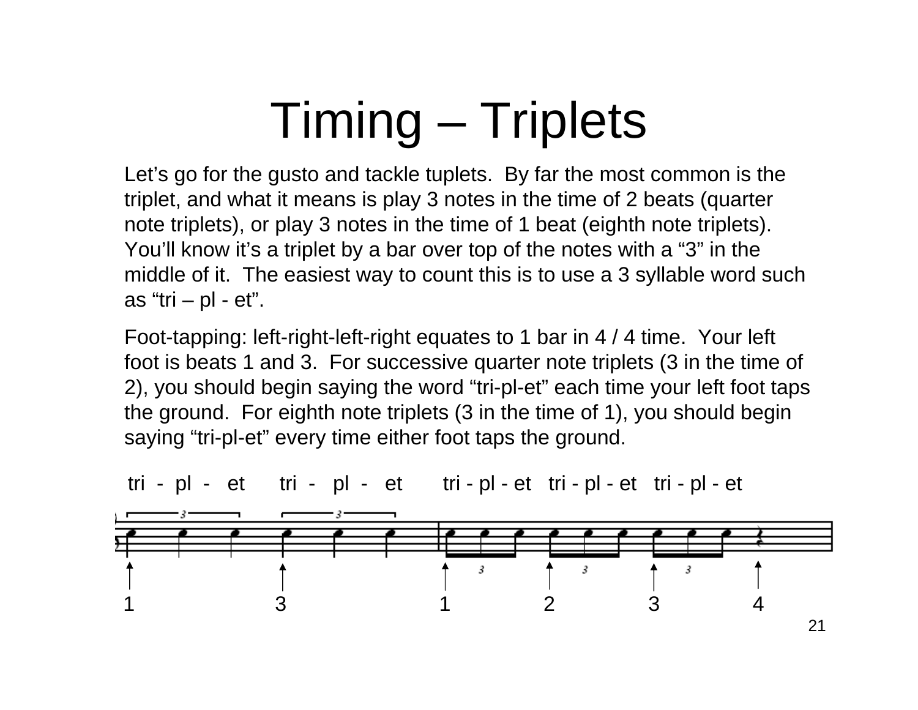# Timing – Triplets

Let's go for the gusto and tackle tuplets. By far the most common is the triplet, and what it means is play 3 notes in the time of 2 beats (quarter note triplets), or play 3 notes in the time of 1 beat (eighth note triplets). You'll know it's a triplet by a bar over top of the notes with a "3" in the middle of it. The easiest way to count this is to use a 3 syllable word such as "tri – pl - et".

Foot-tapping: left-right-left-right equates to 1 bar in 4 / 4 time. Your left foot is beats 1 and 3. For successive quarter note triplets (3 in the time of 2), you should begin saying the word "tri-pl-et" each time your left foot taps the ground. For eighth note triplets (3 in the time of 1), you should begin saying "tri-pl-et" every time either foot taps the ground.

tri - pl - et   tri - pl - et   tri - pl - et   tri - pl - et   tri - pl - et

1   3   1   2   3   4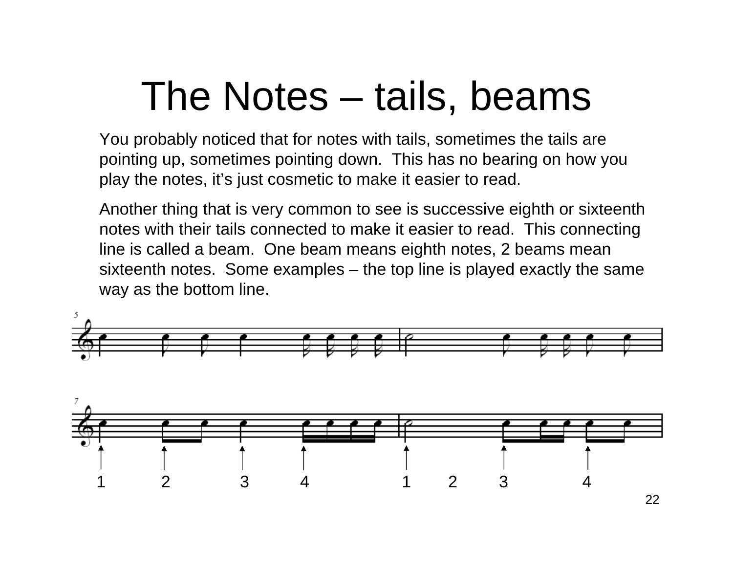# The Notes – tails, beams

You probably noticed that for notes with tails, sometimes the tails are pointing up, sometimes pointing down. This has no bearing on how you play the notes, it's just cosmetic to make it easier to read.

Another thing that is very common to see is successive eighth or sixteenth notes with their tails connected to make it easier to read. This connecting line is called a beam. One beam means eighth notes, 2 beams mean sixteenth notes. Some examples – the top line is played exactly the same way as the bottom line.

1 2 3 4 1 2 3 4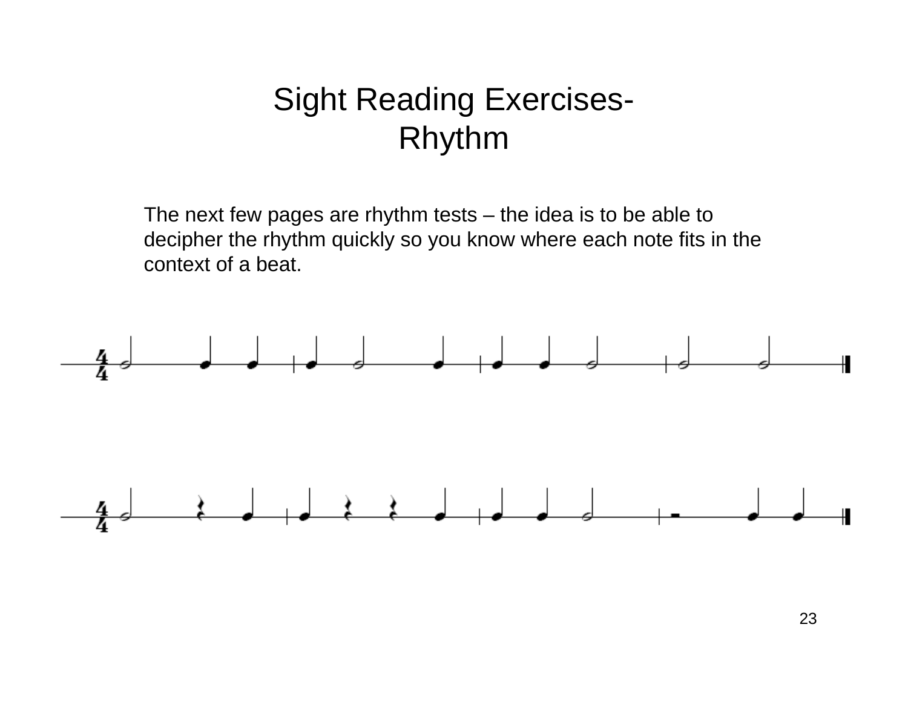# Sight Reading Exercises- Rhythm

The next few pages are rhythm tests – the idea is to be able to decipher the rhythm quickly so you know where each note fits in the context of a beat.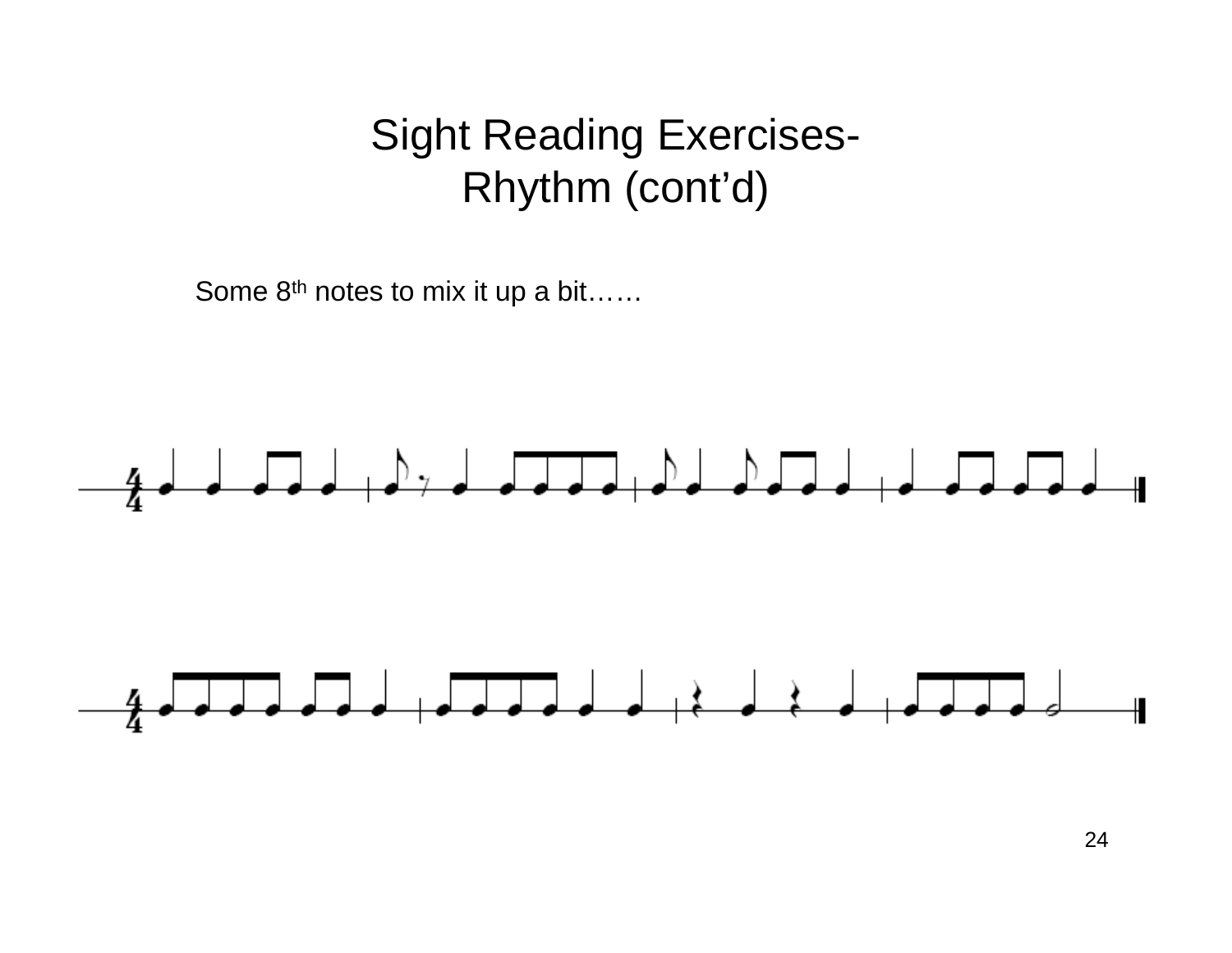# Sight Reading Exercises- Rhythm (cont'd)

Some 8th notes to mix it up a bit……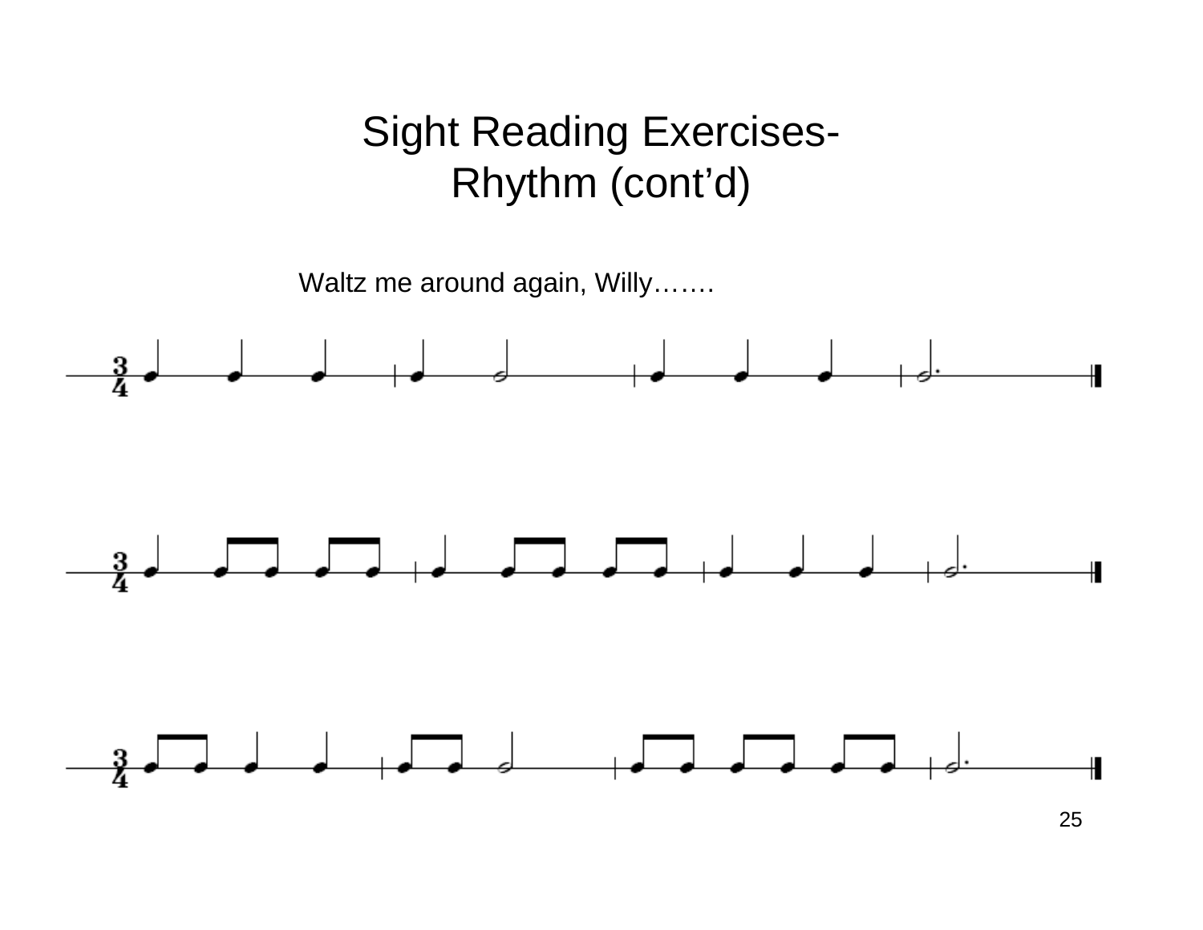# Sight Reading Exercises- Rhythm (cont'd)

Waltz me around again, Willy…….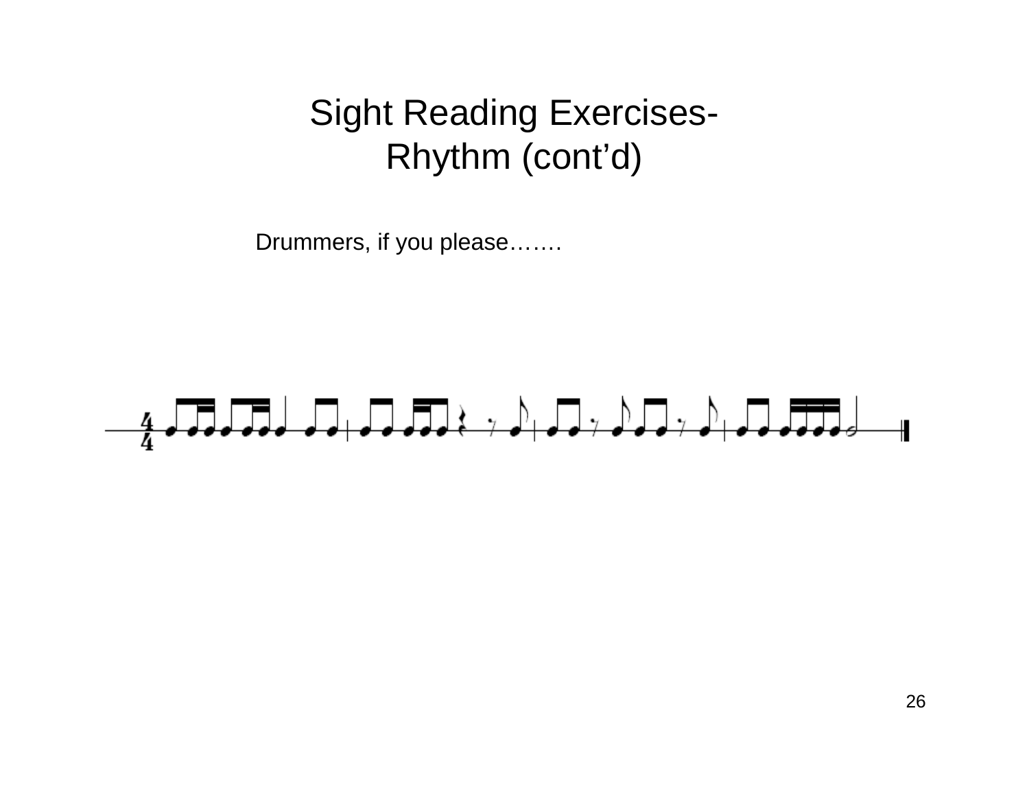# Sight Reading Exercises- Rhythm (cont'd)

Drummers, if you please…….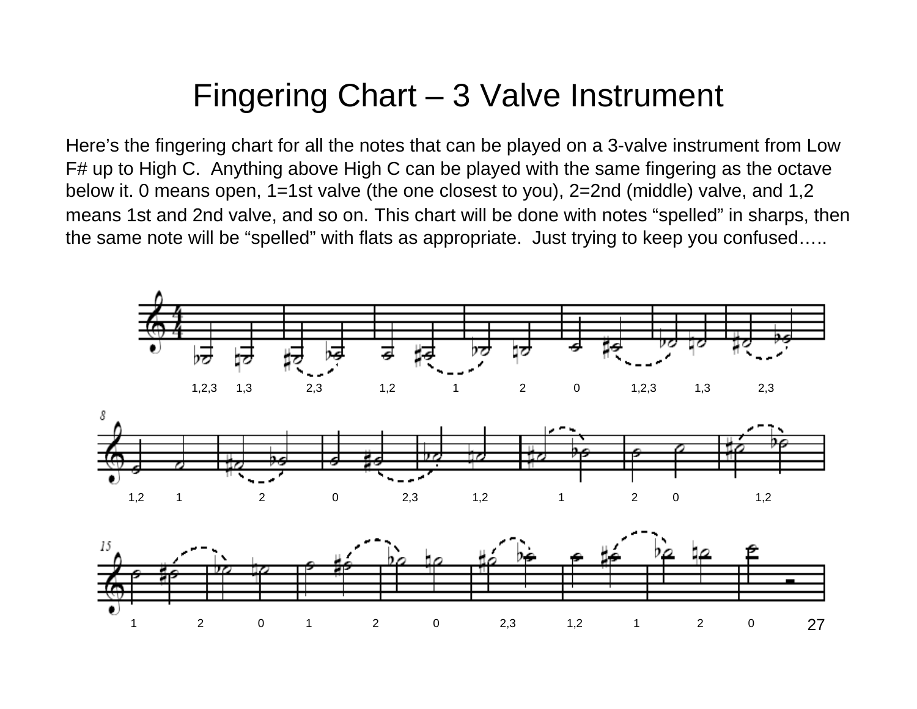# Fingering Chart – 3 Valve Instrument

Here's the fingering chart for all the notes that can be played on a 3-valve instrument from Low F# up to High C. Anything above High C can be played with the same fingering as the octave below it. 0 means open, 1=1st valve (the one closest to you), 2=2nd (middle) valve, and 1,2 means 1st and 2nd valve, and so on. This chart will be done with notes "spelled" in sharps, then the same note will be "spelled" with flats as appropriate. Just trying to keep you confused…..

1,2,3 1,3 2,3 1,2 1 2 0 1,2,3 1,3 2,3

1,2 1 2 0 2,3 1,2 1 2 0 1,2

1 2 0 1 2 0 2,3 1,2 1 2 0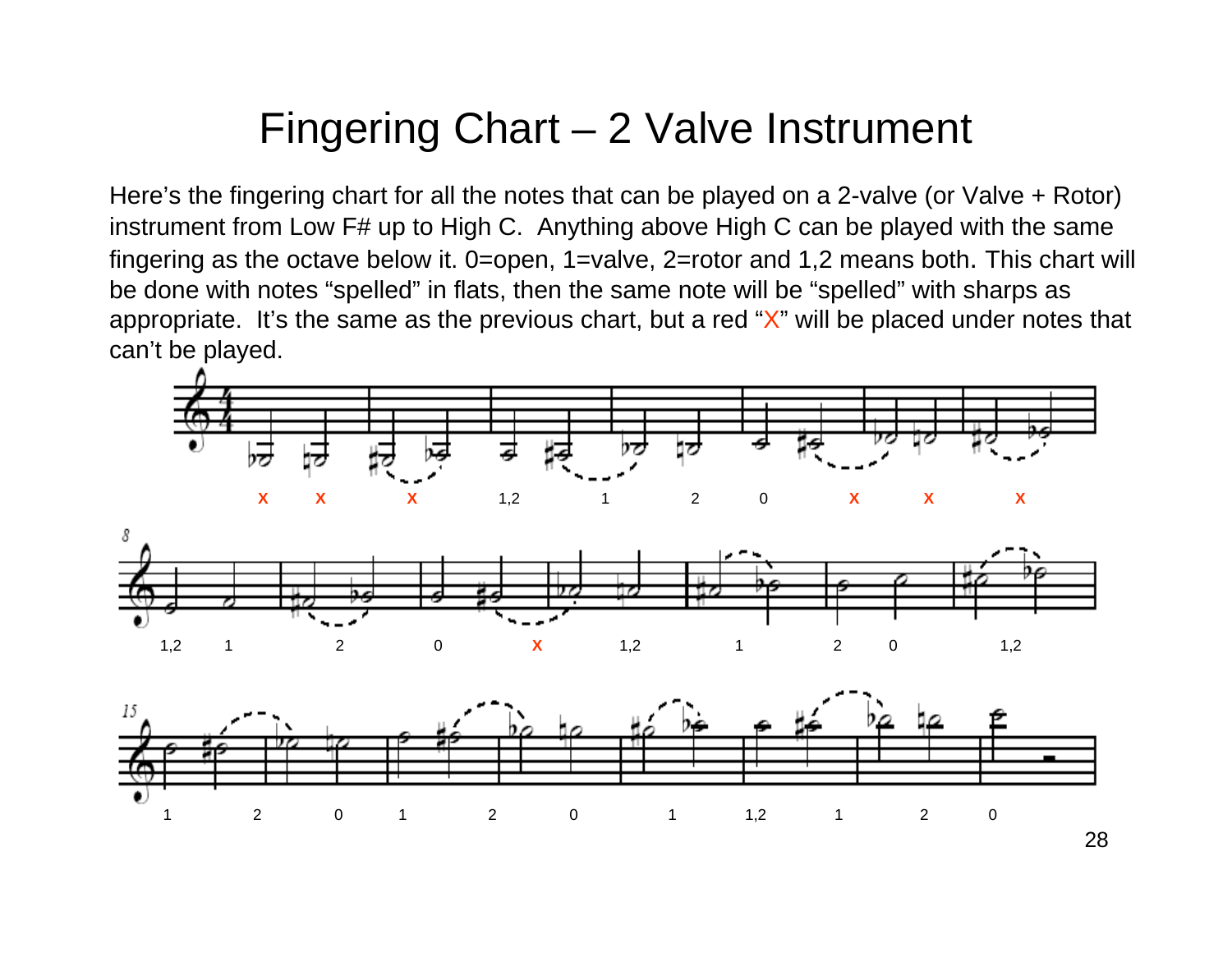# Fingering Chart – 2 Valve Instrument

Here's the fingering chart for all the notes that can be played on a 2-valve (or Valve + Rotor) instrument from Low F# up to High C. Anything above High C can be played with the same fingering as the octave below it. 0=open, 1=valve, 2=rotor and 1,2 means both. This chart will be done with notes "spelled" in flats, then the same note will be "spelled" with sharps as appropriate. It's the same as the previous chart, but a red "X" will be placed under notes that can't be played.

X X X 1,2 1 2 0 X X X

1,2 1 2 0 X 1,2 1 2 0 1,2

1 2 0 1 2 0 1 1,2 1 2 0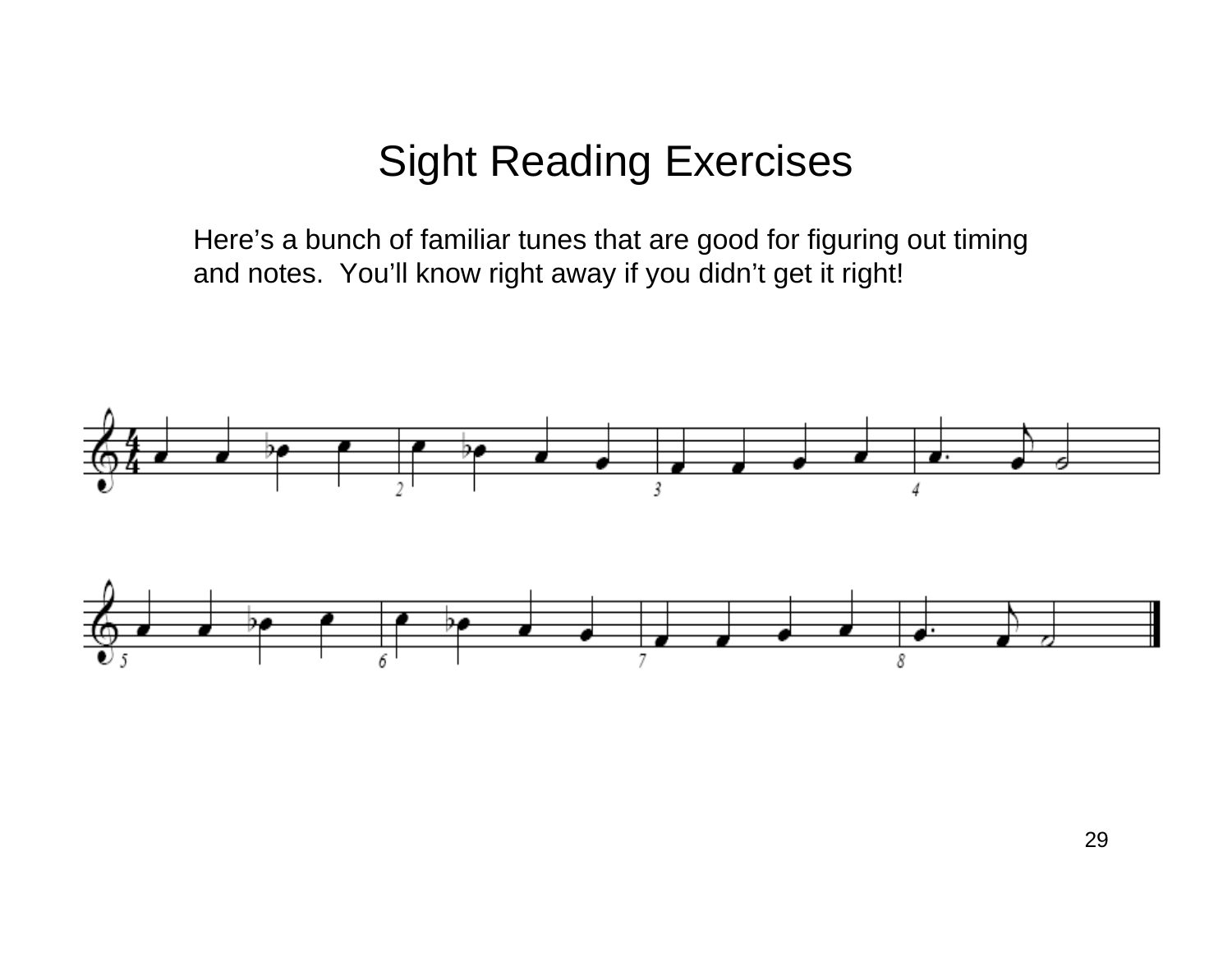# Sight Reading Exercises

Here's a bunch of familiar tunes that are good for figuring out timing and notes. You'll know right away if you didn't get it right!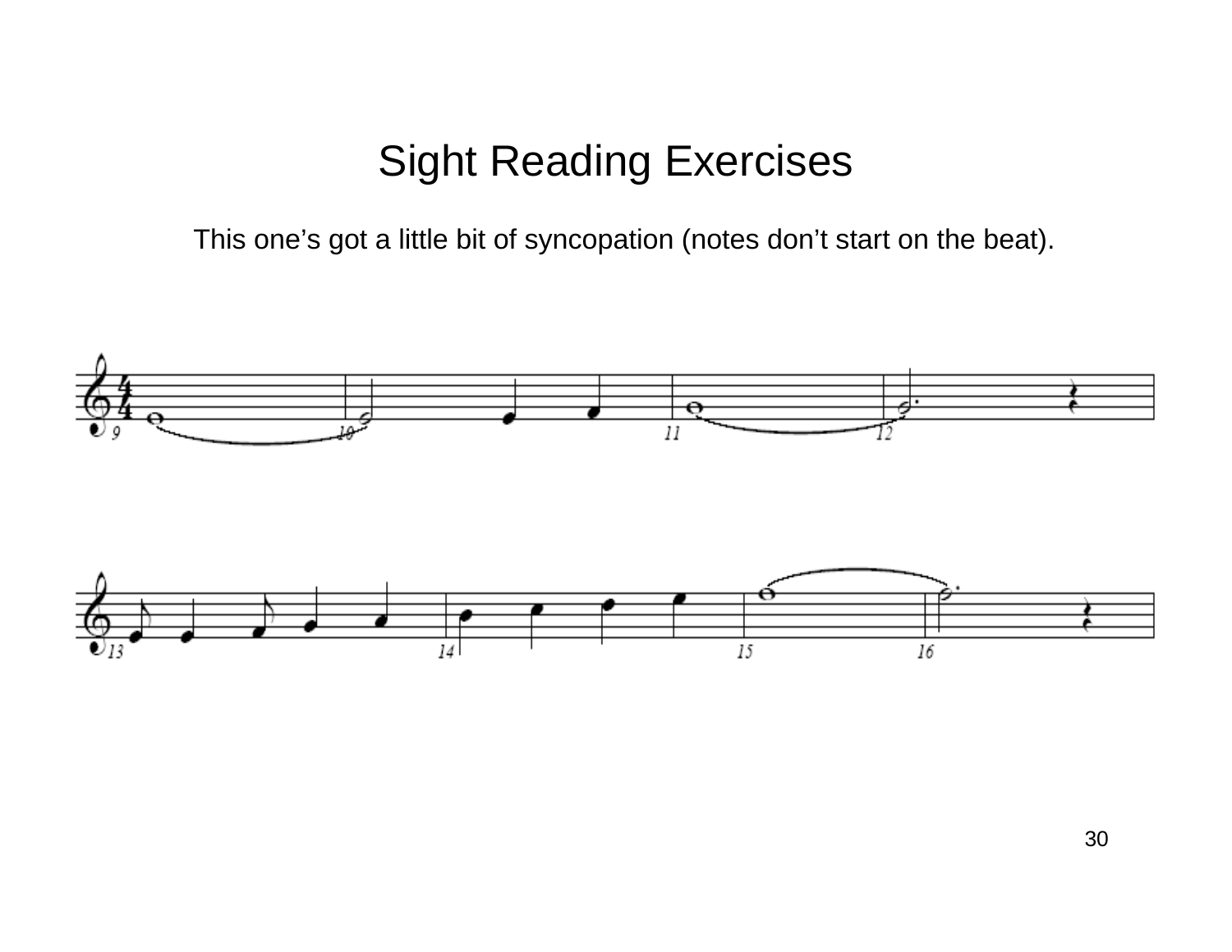# Sight Reading Exercises

This one’s got a little bit of syncopation (notes don’t start on the beat).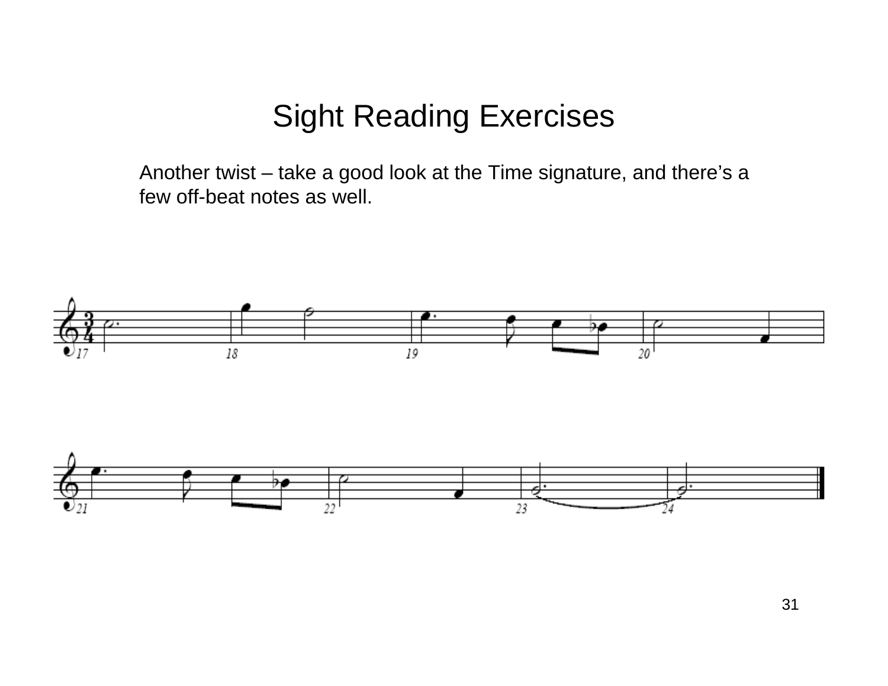# Sight Reading Exercises

Another twist – take a good look at the Time signature, and there's a few off-beat notes as well.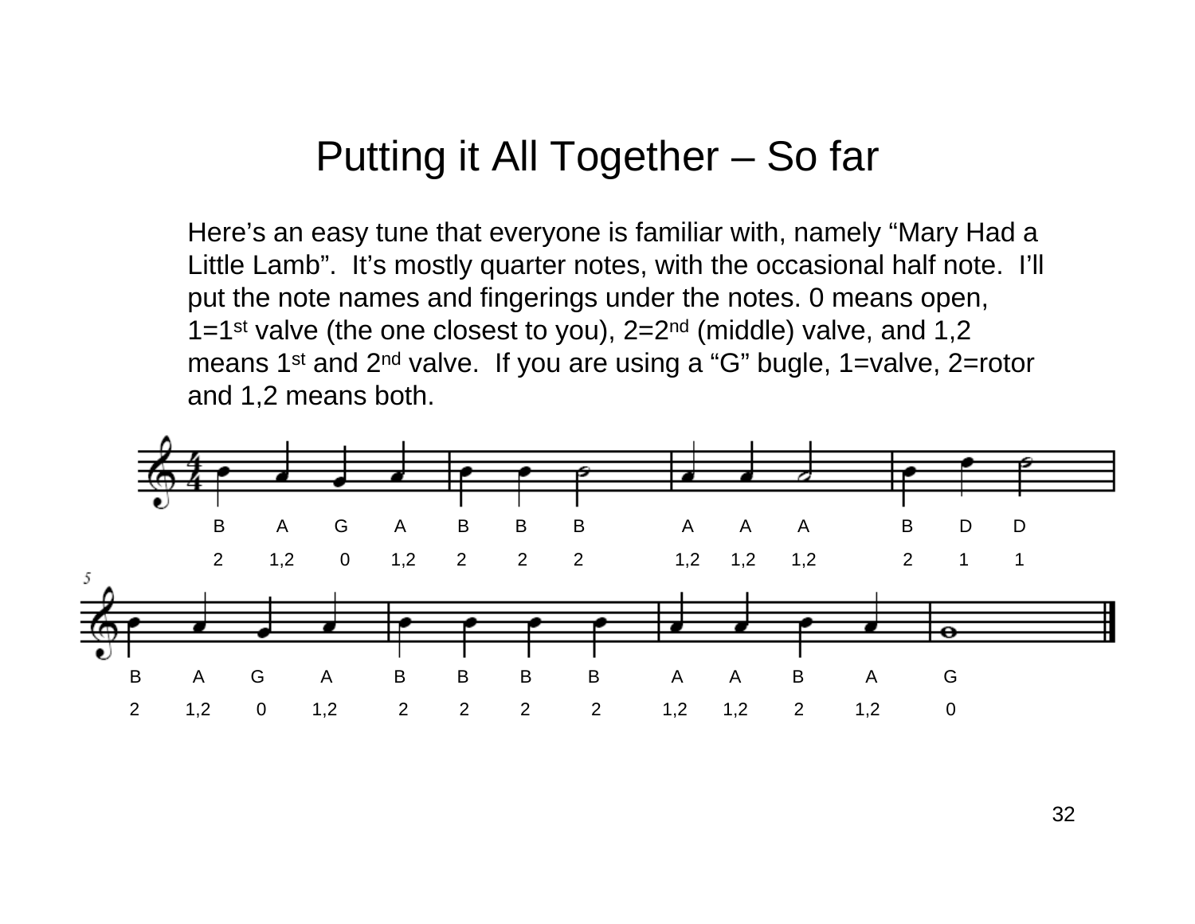# Putting it All Together – So far

Here's an easy tune that everyone is familiar with, namely "Mary Had a Little Lamb". It's mostly quarter notes, with the occasional half note. I'll put the note names and fingerings under the notes. 0 means open, 1=1st valve (the one closest to you), 2=2nd (middle) valve, and 1,2 means 1st and 2nd valve. If you are using a "G" bugle, 1=valve, 2=rotor and 1,2 means both.

B A G A B B B A A A B D D

2 1,2 0 1,2 2 2 2 1,2 1,2 1,2 2 1 1

B A G A B B B B A A B A G

2 1,2 0 1,2 2 2 2 2 1,2 1,2 2 1,2 0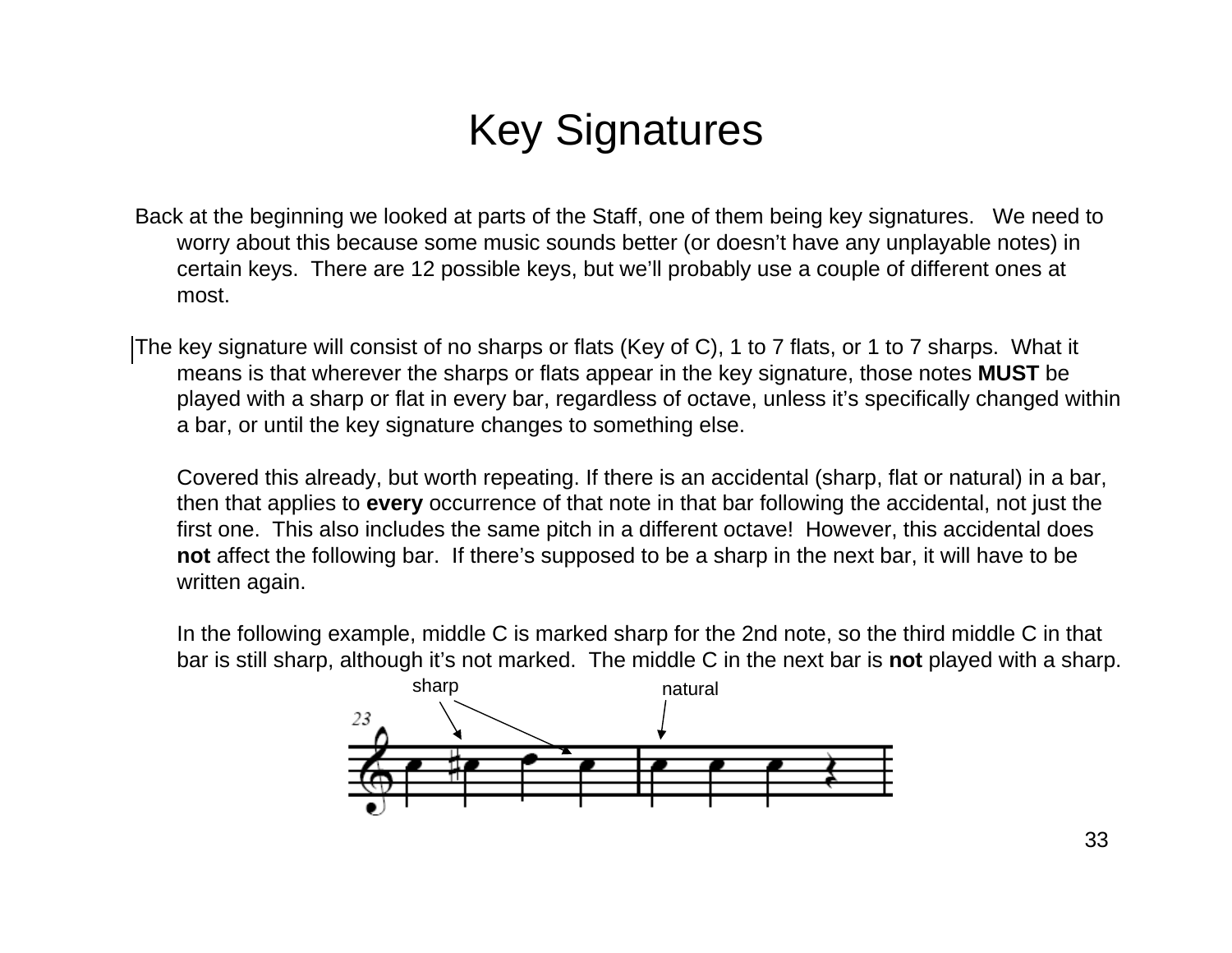# Key Signatures

Back at the beginning we looked at parts of the Staff, one of them being key signatures. We need to worry about this because some music sounds better (or doesn't have any unplayable notes) in certain keys. There are 12 possible keys, but we'll probably use a couple of different ones at most.

The key signature will consist of no sharps or flats (Key of C), 1 to 7 flats, or 1 to 7 sharps. What it means is that wherever the sharps or flats appear in the key signature, those notes **MUST** be played with a sharp or flat in every bar, regardless of octave, unless it's specifically changed within a bar, or until the key signature changes to something else.

Covered this already, but worth repeating. If there is an accidental (sharp, flat or natural) in a bar, then that applies to **every** occurrence of that note in that bar following the accidental, not just the first one. This also includes the same pitch in a different octave! However, this accidental does **not** affect the following bar. If there's supposed to be a sharp in the next bar, it will have to be written again.

In the following example, middle C is marked sharp for the 2nd note, so the third middle C in that bar is still sharp, although it's not marked. The middle C in the next bar is **not** played with a sharp.

sharp

natural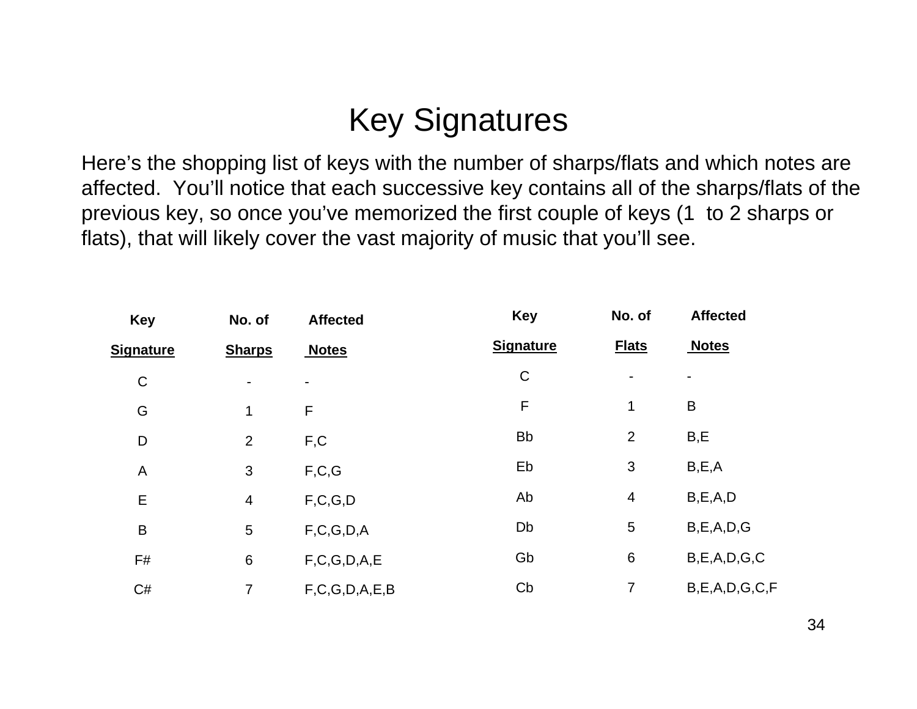# Key Signatures

Here's the shopping list of keys with the number of sharps/flats and which notes are affected. You'll notice that each successive key contains all of the sharps/flats of the previous key, so once you've memorized the first couple of keys (1 to 2 sharps or flats), that will likely cover the vast majority of music that you'll see.

| Key Signature | No. of Sharps | Affected Notes |
|---|---|---|
| C | - | - |
| G | 1 | F |
| D | 2 | F,C |
| A | 3 | F,C,G |
| E | 4 | F,C,G,D |
| B | 5 | F,C,G,D,A |
| F# | 6 | F,C,G,D,A,E |
| C# | 7 | F,C,G,D,A,E,B |

| Key Signature | No. of Flats | Affected Notes |
|---|---|---|
| C | - | - |
| F | 1 | B |
| Bb | 2 | B,E |
| Eb | 3 | B,E,A |
| Ab | 4 | B,E,A,D |
| Db | 5 | B,E,A,D,G |
| Gb | 6 | B,E,A,D,G,C |
| Cb | 7 | B,E,A,D,G,C,F |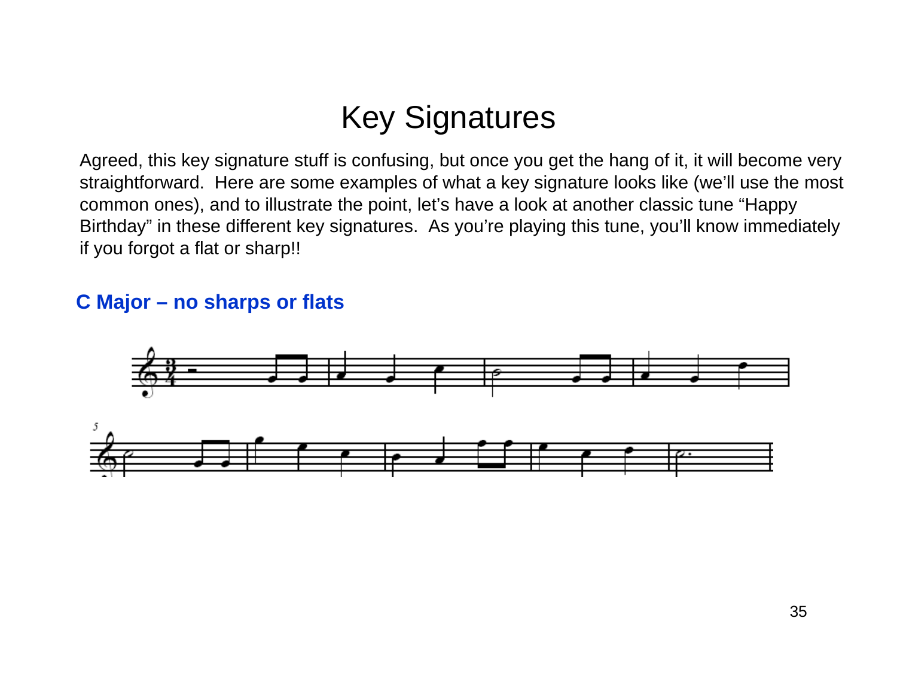# Key Signatures

Agreed, this key signature stuff is confusing, but once you get the hang of it, it will become very straightforward. Here are some examples of what a key signature looks like (we'll use the most common ones), and to illustrate the point, let's have a look at another classic tune "Happy Birthday" in these different key signatures. As you're playing this tune, you'll know immediately if you forgot a flat or sharp!!

**C Major – no sharps or flats**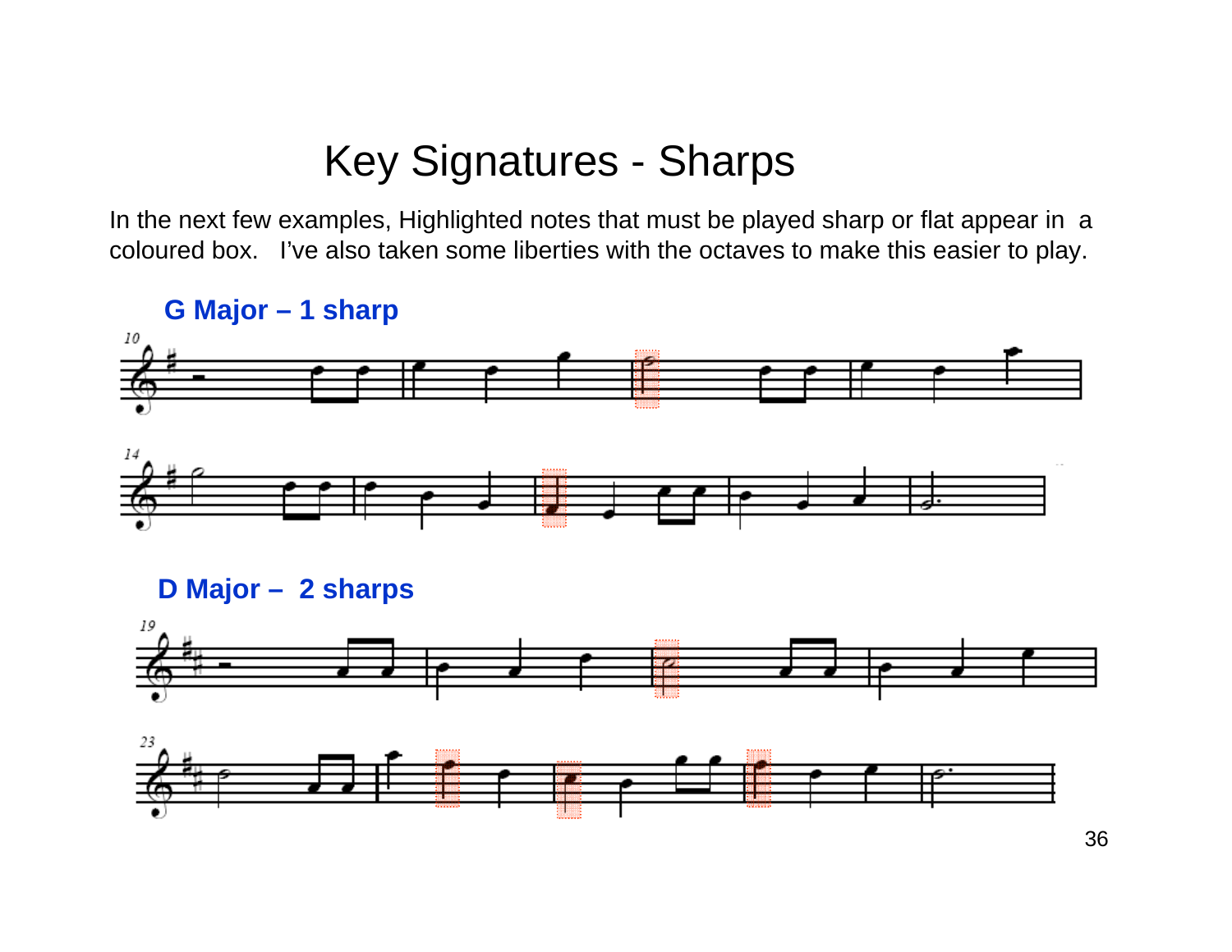# Key Signatures - Sharps

In the next few examples, Highlighted notes that must be played sharp or flat appear in a coloured box. I've also taken some liberties with the octaves to make this easier to play.

**G Major – 1 sharp**

**D Major – 2 sharps**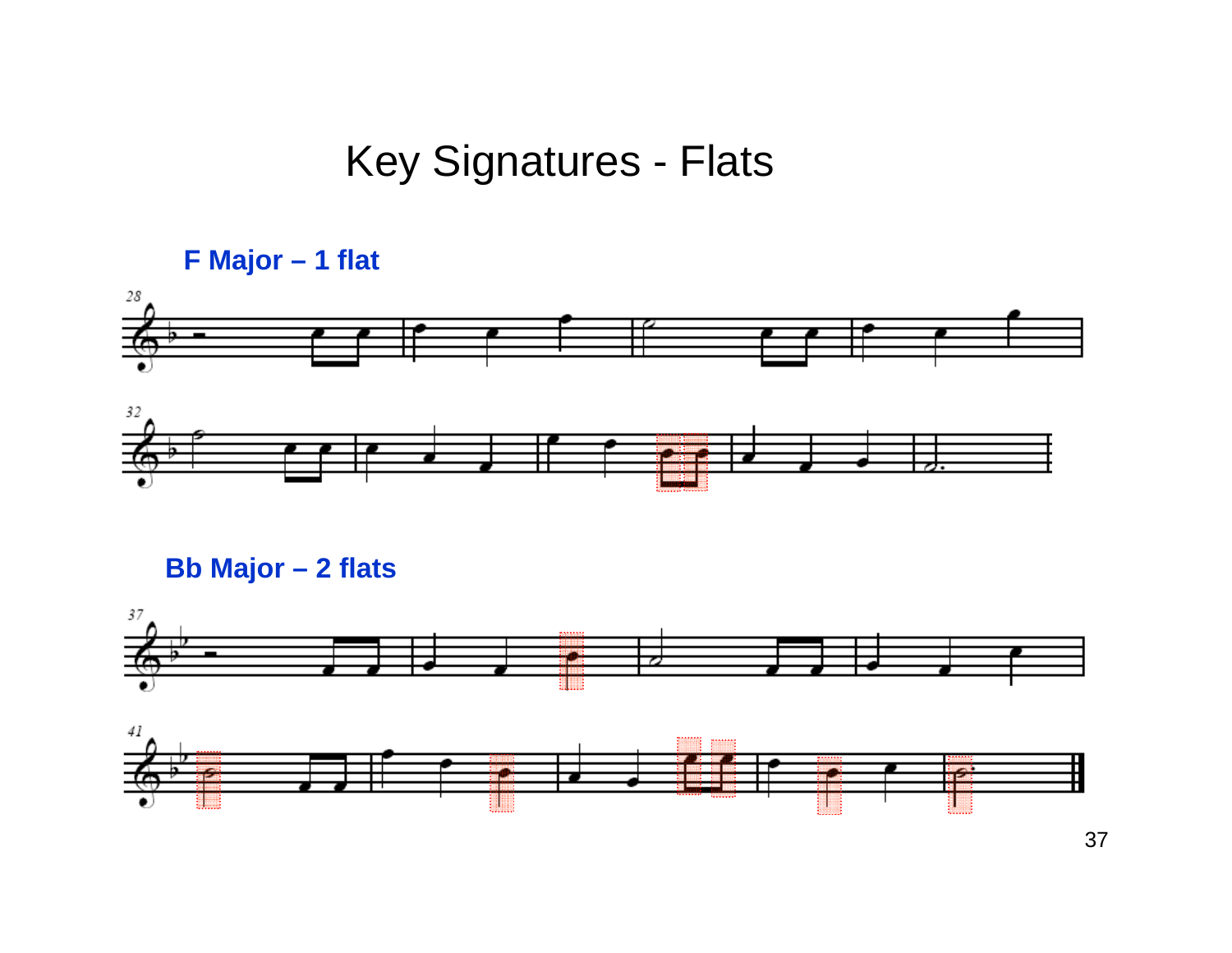# Key Signatures - Flats

**F Major – 1 flat**

**Bb Major – 2 flats**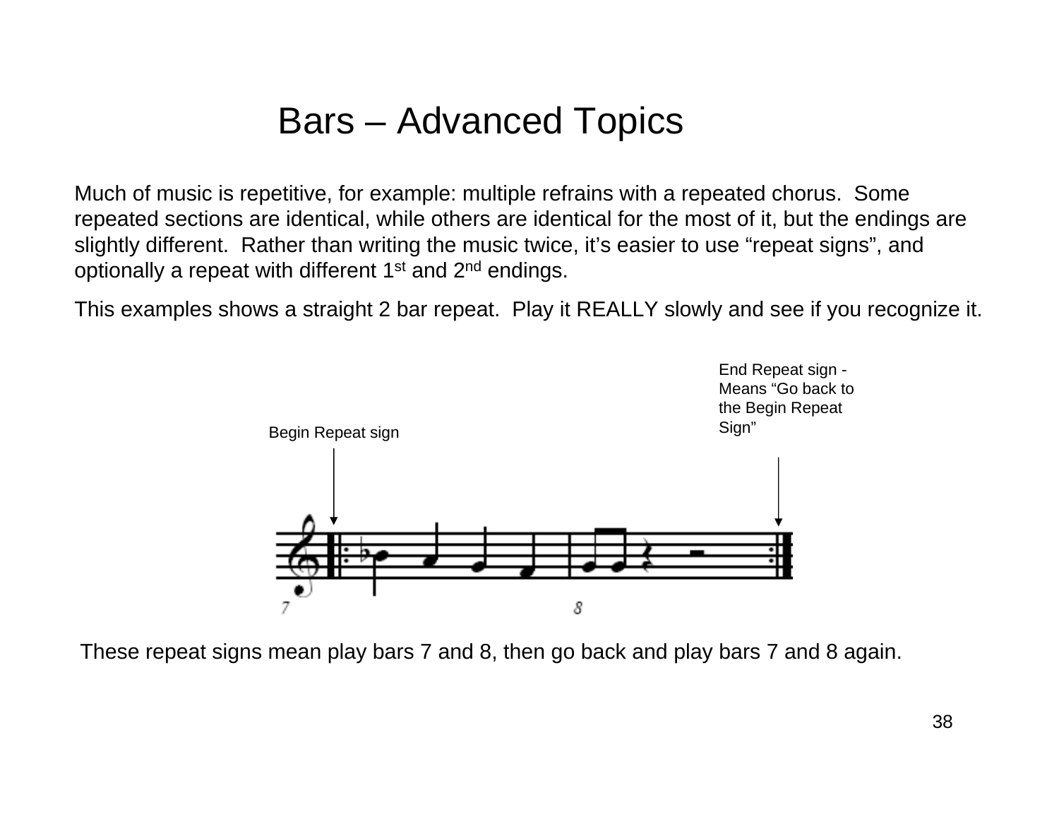# Bars – Advanced Topics

Much of music is repetitive, for example: multiple refrains with a repeated chorus. Some repeated sections are identical, while others are identical for the most of it, but the endings are slightly different. Rather than writing the music twice, it's easier to use "repeat signs", and optionally a repeat with different 1st and 2nd endings.

This examples shows a straight 2 bar repeat. Play it REALLY slowly and see if you recognize it.

Begin Repeat sign

End Repeat sign - Means "Go back to the Begin Repeat Sign"

These repeat signs mean play bars 7 and 8, then go back and play bars 7 and 8 again.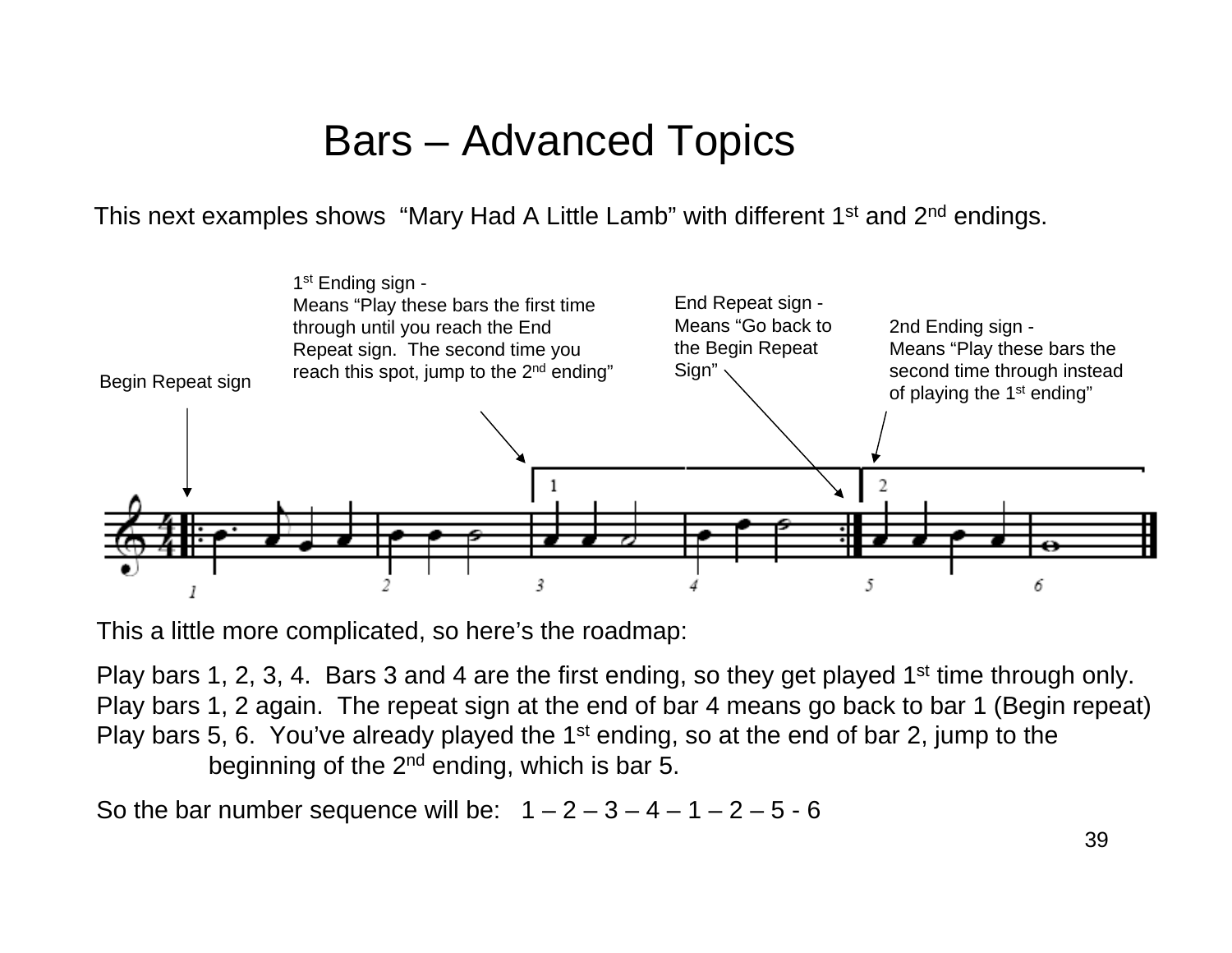# Bars – Advanced Topics

This next examples shows "Mary Had A Little Lamb" with different 1st and 2nd endings.

Begin Repeat sign

1st Ending sign -
Means "Play these bars the first time through until you reach the End Repeat sign. The second time you reach this spot, jump to the 2nd ending"

End Repeat sign -
Means "Go back to the Begin Repeat Sign"

2nd Ending sign -
Means "Play these bars the second time through instead of playing the 1st ending"

This a little more complicated, so here's the roadmap:

Play bars 1, 2, 3, 4. Bars 3 and 4 are the first ending, so they get played 1st time through only.
Play bars 1, 2 again. The repeat sign at the end of bar 4 means go back to bar 1 (Begin repeat)
Play bars 5, 6. You've already played the 1st ending, so at the end of bar 2, jump to the beginning of the 2nd ending, which is bar 5.

So the bar number sequence will be: 1 – 2 – 3 – 4 – 1 – 2 – 5 - 6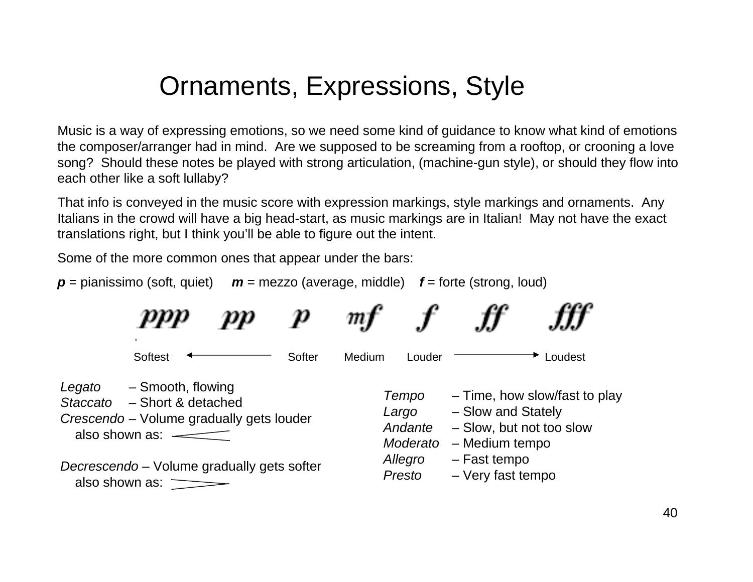# Ornaments, Expressions, Style

Music is a way of expressing emotions, so we need some kind of guidance to know what kind of emotions the composer/arranger had in mind. Are we supposed to be screaming from a rooftop, or crooning a love song? Should these notes be played with strong articulation, (machine-gun style), or should they flow into each other like a soft lullaby?

That info is conveyed in the music score with expression markings, style markings and ornaments. Any Italians in the crowd will have a big head-start, as music markings are in Italian! May not have the exact translations right, but I think you'll be able to figure out the intent.

Some of the more common ones that appear under the bars:

***p*** = pianissimo (soft, quiet)   ***m*** = mezzo (average, middle)   ***f*** = forte (strong, loud)

| *ppp* | *pp* | *p* | *mf* | *f* | *ff* | *fff* |
|---|---|---|---|---|---|---|
| Softest ← | | Softer | Medium | Louder | | → Loudest |

*Legato* – Smooth, flowing
*Staccato* – Short & detached
*Crescendo* – Volume gradually gets louder
also shown as: <

*Decrescendo* – Volume gradually gets softer
also shown as: >

*Tempo* – Time, how slow/fast to play
*Largo* – Slow and Stately
*Andante* – Slow, but not too slow
*Moderato* – Medium tempo
*Allegro* – Fast tempo
*Presto* – Very fast tempo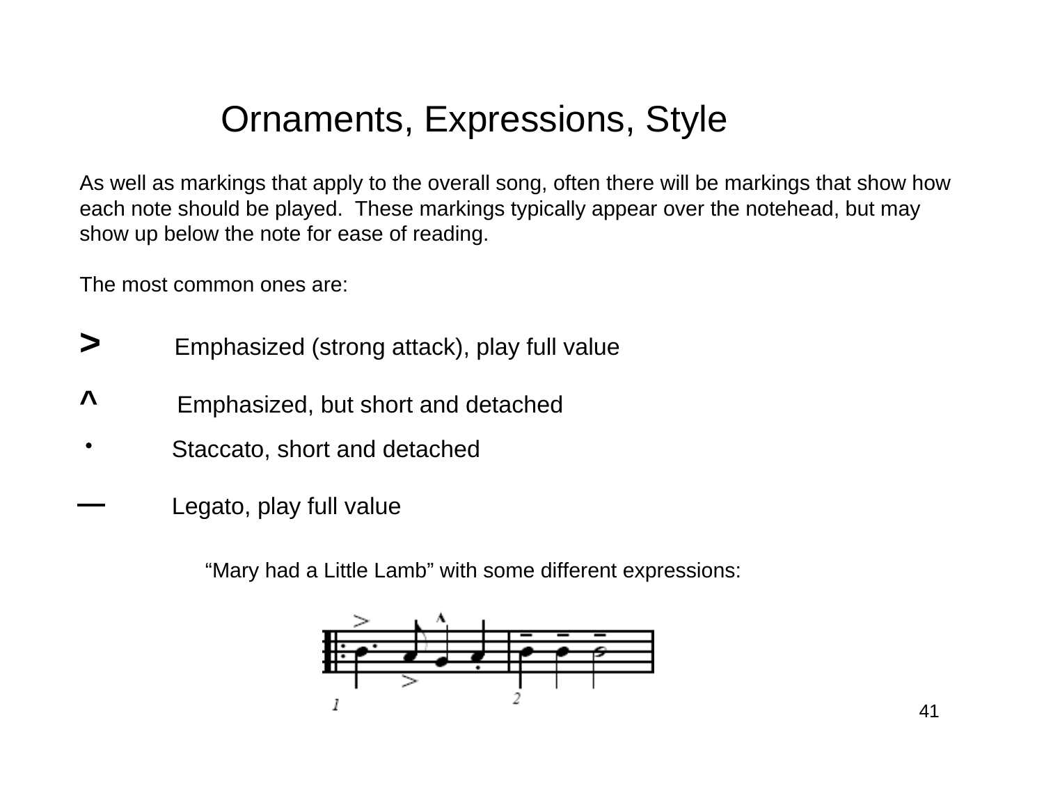# Ornaments, Expressions, Style

As well as markings that apply to the overall song, often there will be markings that show how each note should be played. These markings typically appear over the notehead, but may show up below the note for ease of reading.

The most common ones are:

- **>** Emphasized (strong attack), play full value
- **^** Emphasized, but short and detached
- **•** Staccato, short and detached
- **—** Legato, play full value

"Mary had a Little Lamb" with some different expressions: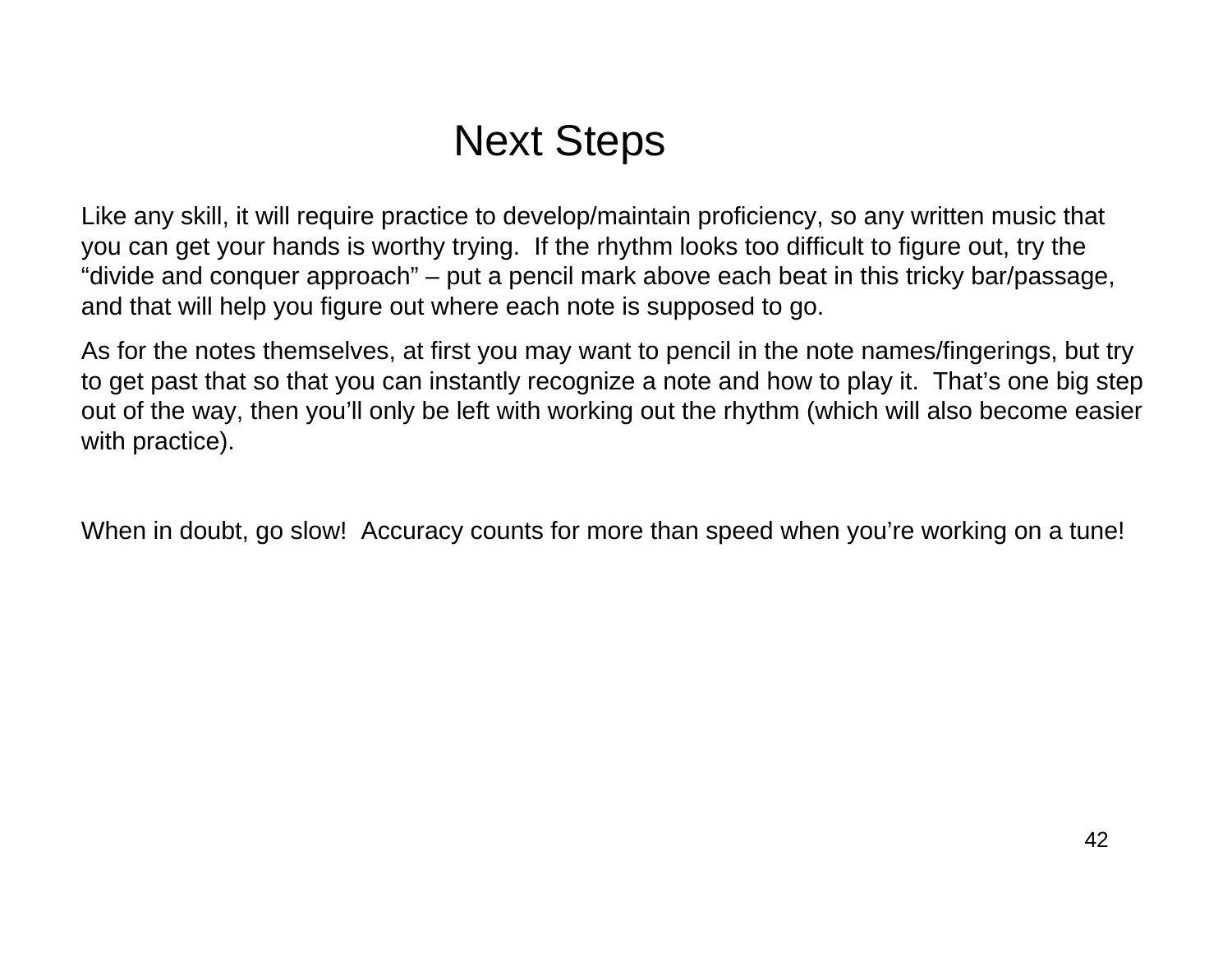# Next Steps

Like any skill, it will require practice to develop/maintain proficiency, so any written music that you can get your hands is worthy trying. If the rhythm looks too difficult to figure out, try the "divide and conquer approach" – put a pencil mark above each beat in this tricky bar/passage, and that will help you figure out where each note is supposed to go.

As for the notes themselves, at first you may want to pencil in the note names/fingerings, but try to get past that so that you can instantly recognize a note and how to play it. That's one big step out of the way, then you'll only be left with working out the rhythm (which will also become easier with practice).

When in doubt, go slow! Accuracy counts for more than speed when you're working on a tune!